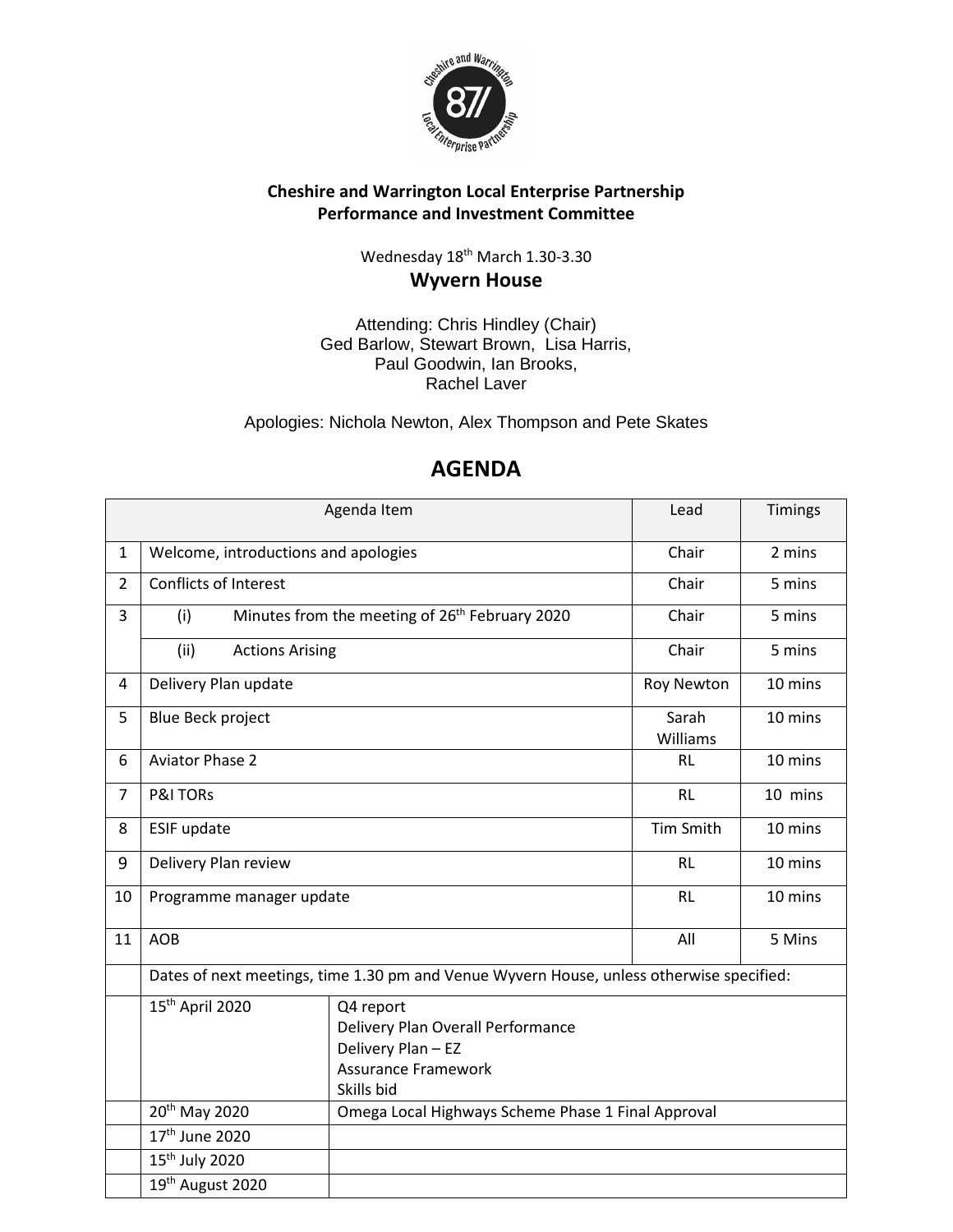**Cheshire and Warrington Local Enterprise Partnership**
**Performance and Investment Committee**

Wednesday 18th March 1.30-3.30

**Wyvern House**

Attending: Chris Hindley (Chair)
Ged Barlow, Stewart Brown, Lisa Harris,
Paul Goodwin, Ian Brooks,
Rachel Laver

Apologies: Nichola Newton, Alex Thompson and Pete Skates

# AGENDA

| | Agenda Item | | Lead | Timings |
|---|---|---|---|---|
| 1 | Welcome, introductions and apologies | | Chair | 2 mins |
| 2 | Conflicts of Interest | | Chair | 5 mins |
| 3 | (i) Minutes from the meeting of 26th February 2020 | | Chair | 5 mins |
| | (ii) Actions Arising | | Chair | 5 mins |
| 4 | Delivery Plan update | | Roy Newton | 10 mins |
| 5 | Blue Beck project | | Sarah Williams | 10 mins |
| 6 | Aviator Phase 2 | | RL | 10 mins |
| 7 | P&I TORs | | RL | 10 mins |
| 8 | ESIF update | | Tim Smith | 10 mins |
| 9 | Delivery Plan review | | RL | 10 mins |
| 10 | Programme manager update | | RL | 10 mins |
| 11 | AOB | | All | 5 Mins |
| | Dates of next meetings, time 1.30 pm and Venue Wyvern House, unless otherwise specified: | | | |
| | 15th April 2020 | Q4 report<br>Delivery Plan Overall Performance<br>Delivery Plan – EZ<br>Assurance Framework<br>Skills bid | | |
| | 20th May 2020 | Omega Local Highways Scheme Phase 1 Final Approval | | |
| | 17th June 2020 | | | |
| | 15th July 2020 | | | |
| | 19th August 2020 | | | |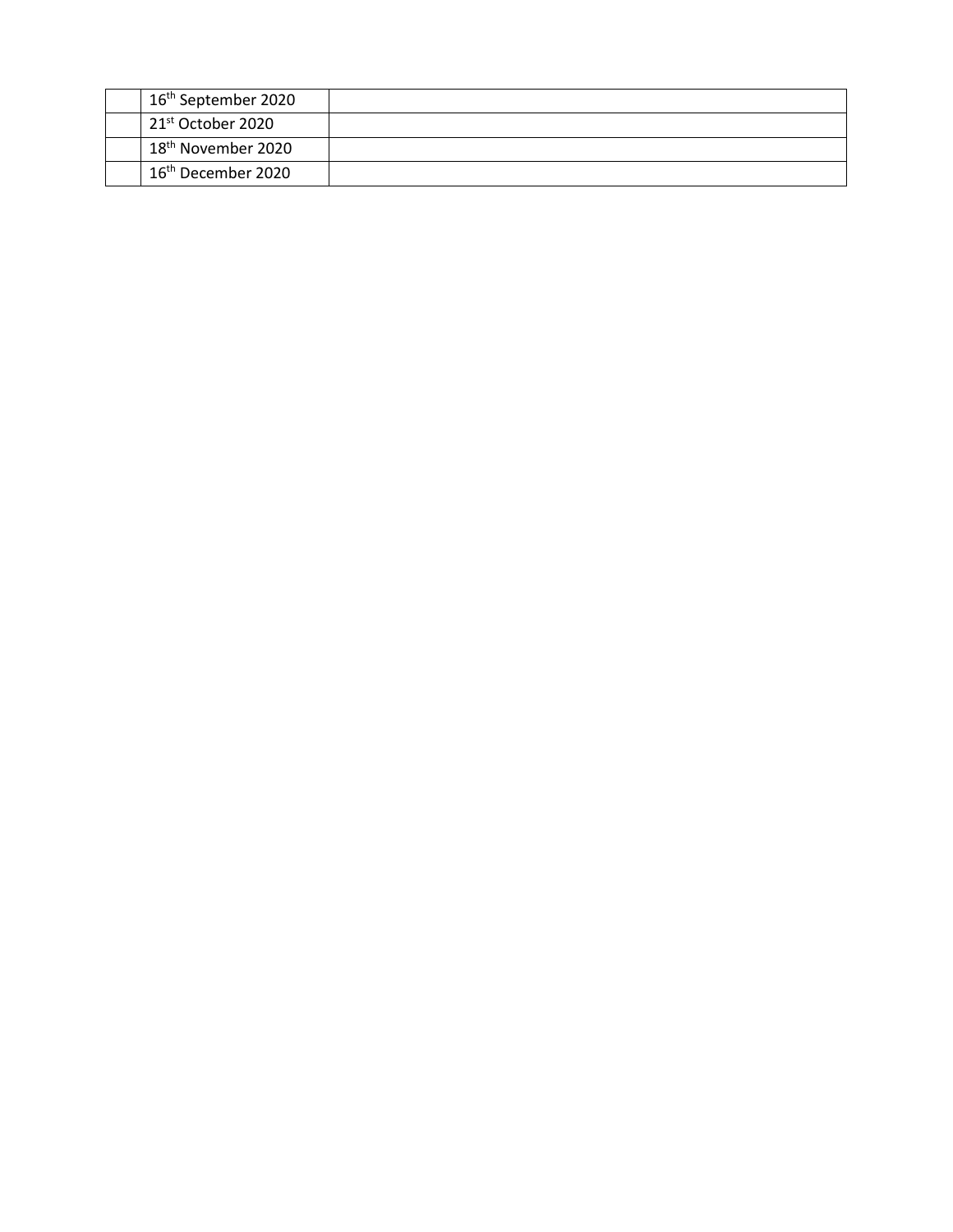| | | |
|---|---|---|
| | 16th September 2020 | |
| | 21st October 2020 | |
| | 18th November 2020 | |
| | 16th December 2020 | |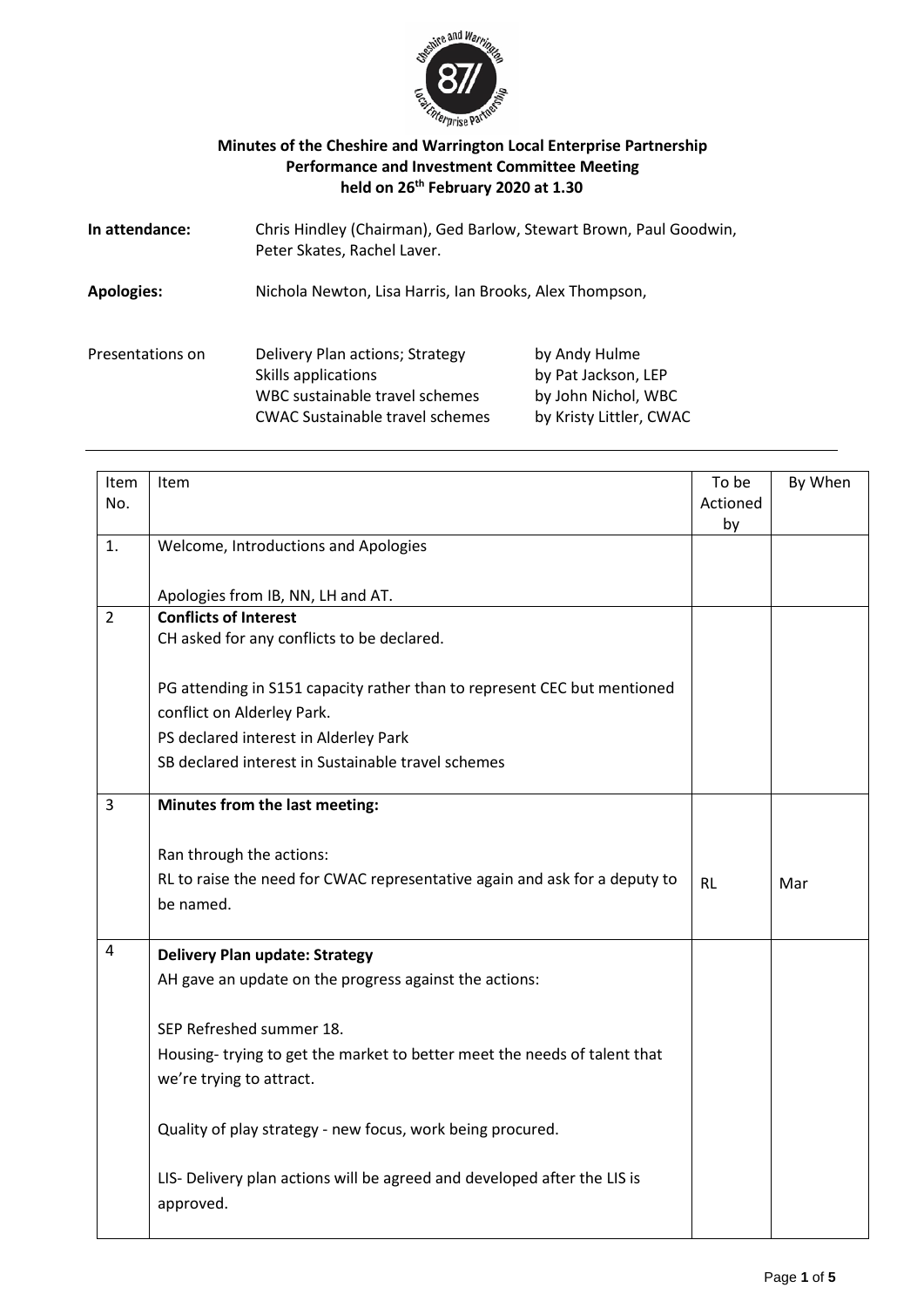**Minutes of the Cheshire and Warrington Local Enterprise Partnership Performance and Investment Committee Meeting held on 26th February 2020 at 1.30**

| | | |
|---|---|---|
| **In attendance:** | Chris Hindley (Chairman), Ged Barlow, Stewart Brown, Paul Goodwin, Peter Skates, Rachel Laver. | |
| **Apologies:** | Nichola Newton, Lisa Harris, Ian Brooks, Alex Thompson, | |
| Presentations on | Delivery Plan actions; Strategy<br>Skills applications<br>WBC sustainable travel schemes<br>CWAC Sustainable travel schemes | by Andy Hulme<br>by Pat Jackson, LEP<br>by John Nichol, WBC<br>by Kristy Littler, CWAC |

| Item No. | Item | To be Actioned by | By When |
|---|---|---|---|
| 1. | Welcome, Introductions and Apologies<br><br>Apologies from IB, NN, LH and AT. | | |
| 2 | **Conflicts of Interest**<br>CH asked for any conflicts to be declared.<br><br>PG attending in S151 capacity rather than to represent CEC but mentioned conflict on Alderley Park.<br>PS declared interest in Alderley Park<br>SB declared interest in Sustainable travel schemes | | |
| 3 | **Minutes from the last meeting:**<br><br>Ran through the actions:<br>RL to raise the need for CWAC representative again and ask for a deputy to be named. | RL | Mar |
| 4 | **Delivery Plan update: Strategy**<br>AH gave an update on the progress against the actions:<br><br>SEP Refreshed summer 18.<br>Housing- trying to get the market to better meet the needs of talent that we're trying to attract.<br><br>Quality of play strategy - new focus, work being procured.<br><br>LIS- Delivery plan actions will be agreed and developed after the LIS is approved. | | |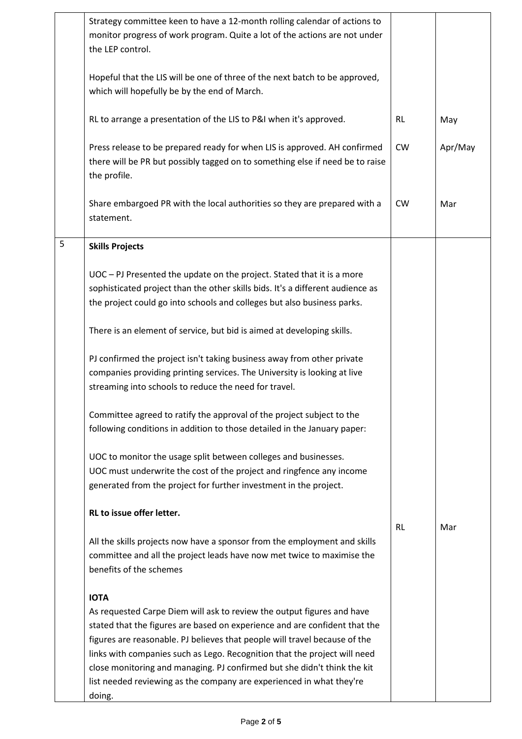| | | | |
|---|---|---|---|
| | Strategy committee keen to have a 12-month rolling calendar of actions to monitor progress of work program. Quite a lot of the actions are not under the LEP control.<br><br>Hopeful that the LIS will be one of three of the next batch to be approved, which will hopefully be by the end of March. | | |
| | RL to arrange a presentation of the LIS to P&I when it's approved. | RL | May |
| | Press release to be prepared ready for when LIS is approved. AH confirmed there will be PR but possibly tagged on to something else if need be to raise the profile. | CW | Apr/May |
| | Share embargoed PR with the local authorities so they are prepared with a statement. | CW | Mar |
| 5 | **Skills Projects**<br><br>UOC – PJ Presented the update on the project. Stated that it is a more sophisticated project than the other skills bids. It's a different audience as the project could go into schools and colleges but also business parks.<br><br>There is an element of service, but bid is aimed at developing skills.<br><br>PJ confirmed the project isn't taking business away from other private companies providing printing services. The University is looking at live streaming into schools to reduce the need for travel.<br><br>Committee agreed to ratify the approval of the project subject to the following conditions in addition to those detailed in the January paper:<br><br>UOC to monitor the usage split between colleges and businesses.<br>UOC must underwrite the cost of the project and ringfence any income generated from the project for further investment in the project.<br><br>**RL to issue offer letter.** | RL | Mar |
| | All the skills projects now have a sponsor from the employment and skills committee and all the project leads have now met twice to maximise the benefits of the schemes<br><br>**IOTA**<br>As requested Carpe Diem will ask to review the output figures and have stated that the figures are based on experience and are confident that the figures are reasonable. PJ believes that people will travel because of the links with companies such as Lego. Recognition that the project will need close monitoring and managing. PJ confirmed but she didn't think the kit list needed reviewing as the company are experienced in what they're doing. | | |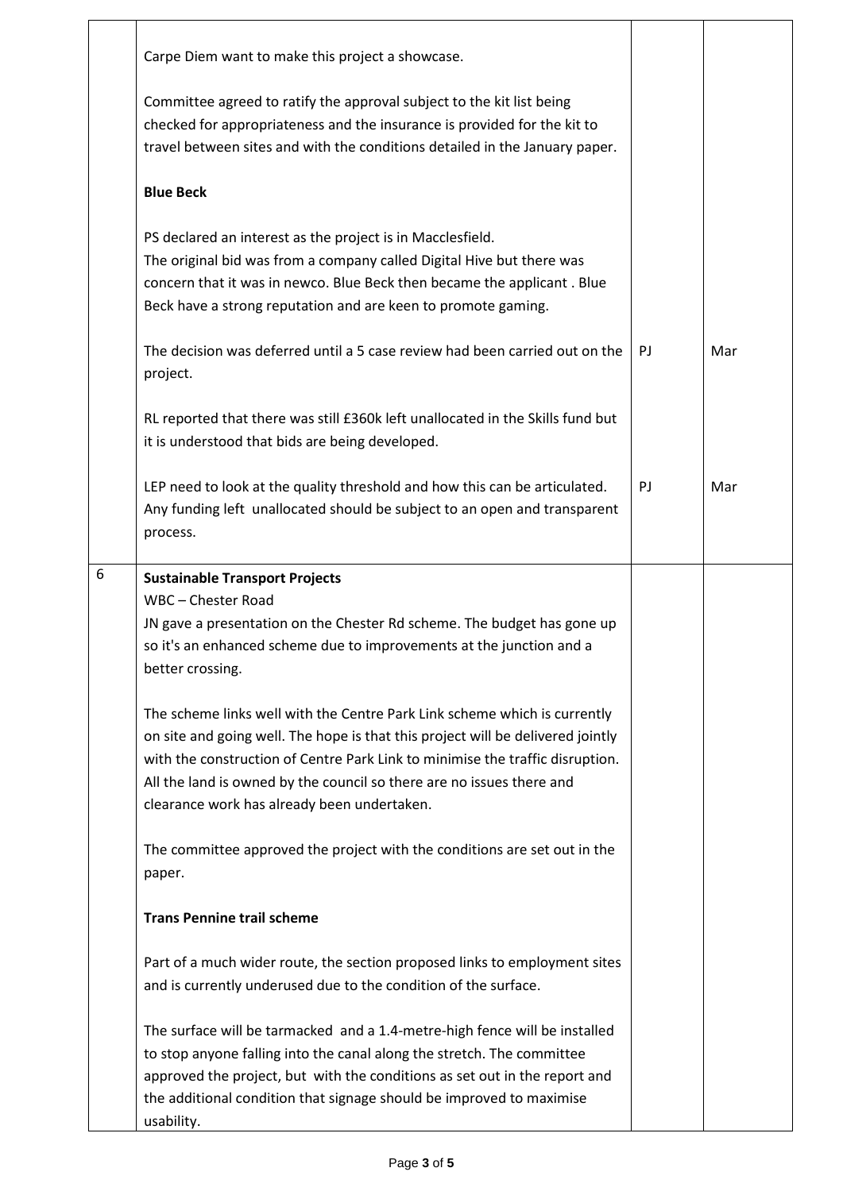| | | | |
|---|---|---|---|
| | Carpe Diem want to make this project a showcase.<br><br>Committee agreed to ratify the approval subject to the kit list being checked for appropriateness and the insurance is provided for the kit to travel between sites and with the conditions detailed in the January paper.<br><br>**Blue Beck**<br><br>PS declared an interest as the project is in Macclesfield.<br>The original bid was from a company called Digital Hive but there was concern that it was in newco. Blue Beck then became the applicant . Blue Beck have a strong reputation and are keen to promote gaming. | | |
| | The decision was deferred until a 5 case review had been carried out on the project. | PJ | Mar |
| | RL reported that there was still £360k left unallocated in the Skills fund but it is understood that bids are being developed. | | |
| | LEP need to look at the quality threshold and how this can be articulated. Any funding left unallocated should be subject to an open and transparent process. | PJ | Mar |
| 6 | **Sustainable Transport Projects**<br>WBC – Chester Road<br>JN gave a presentation on the Chester Rd scheme. The budget has gone up so it's an enhanced scheme due to improvements at the junction and a better crossing.<br><br>The scheme links well with the Centre Park Link scheme which is currently on site and going well. The hope is that this project will be delivered jointly with the construction of Centre Park Link to minimise the traffic disruption. All the land is owned by the council so there are no issues there and clearance work has already been undertaken.<br><br>The committee approved the project with the conditions are set out in the paper.<br><br>**Trans Pennine trail scheme**<br><br>Part of a much wider route, the section proposed links to employment sites and is currently underused due to the condition of the surface.<br><br>The surface will be tarmacked and a 1.4-metre-high fence will be installed to stop anyone falling into the canal along the stretch. The committee approved the project, but with the conditions as set out in the report and the additional condition that signage should be improved to maximise usability. | | |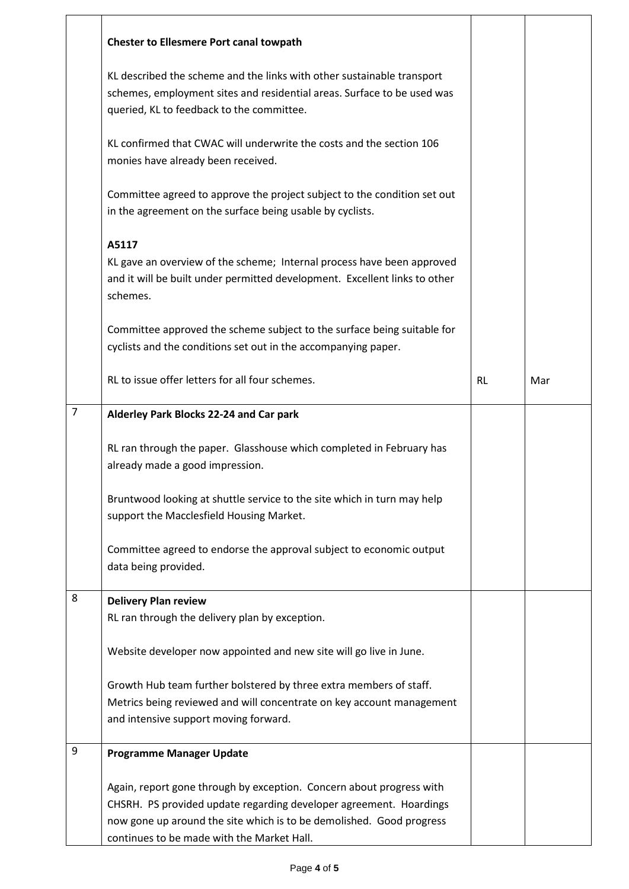| | | | |
|---|---|---|---|
| | **Chester to Ellesmere Port canal towpath**<br><br>KL described the scheme and the links with other sustainable transport schemes, employment sites and residential areas. Surface to be used was queried, KL to feedback to the committee.<br><br>KL confirmed that CWAC will underwrite the costs and the section 106 monies have already been received.<br><br>Committee agreed to approve the project subject to the condition set out in the agreement on the surface being usable by cyclists.<br><br>**A5117**<br>KL gave an overview of the scheme; Internal process have been approved and it will be built under permitted development. Excellent links to other schemes.<br><br>Committee approved the scheme subject to the surface being suitable for cyclists and the conditions set out in the accompanying paper.<br><br>RL to issue offer letters for all four schemes. | RL | Mar |
| 7 | **Alderley Park Blocks 22-24 and Car park**<br><br>RL ran through the paper. Glasshouse which completed in February has already made a good impression.<br><br>Bruntwood looking at shuttle service to the site which in turn may help support the Macclesfield Housing Market.<br><br>Committee agreed to endorse the approval subject to economic output data being provided. | | |
| 8 | **Delivery Plan review**<br>RL ran through the delivery plan by exception.<br><br>Website developer now appointed and new site will go live in June.<br><br>Growth Hub team further bolstered by three extra members of staff. Metrics being reviewed and will concentrate on key account management and intensive support moving forward. | | |
| 9 | **Programme Manager Update**<br><br>Again, report gone through by exception. Concern about progress with CHSRH. PS provided update regarding developer agreement. Hoardings now gone up around the site which is to be demolished. Good progress continues to be made with the Market Hall. | | |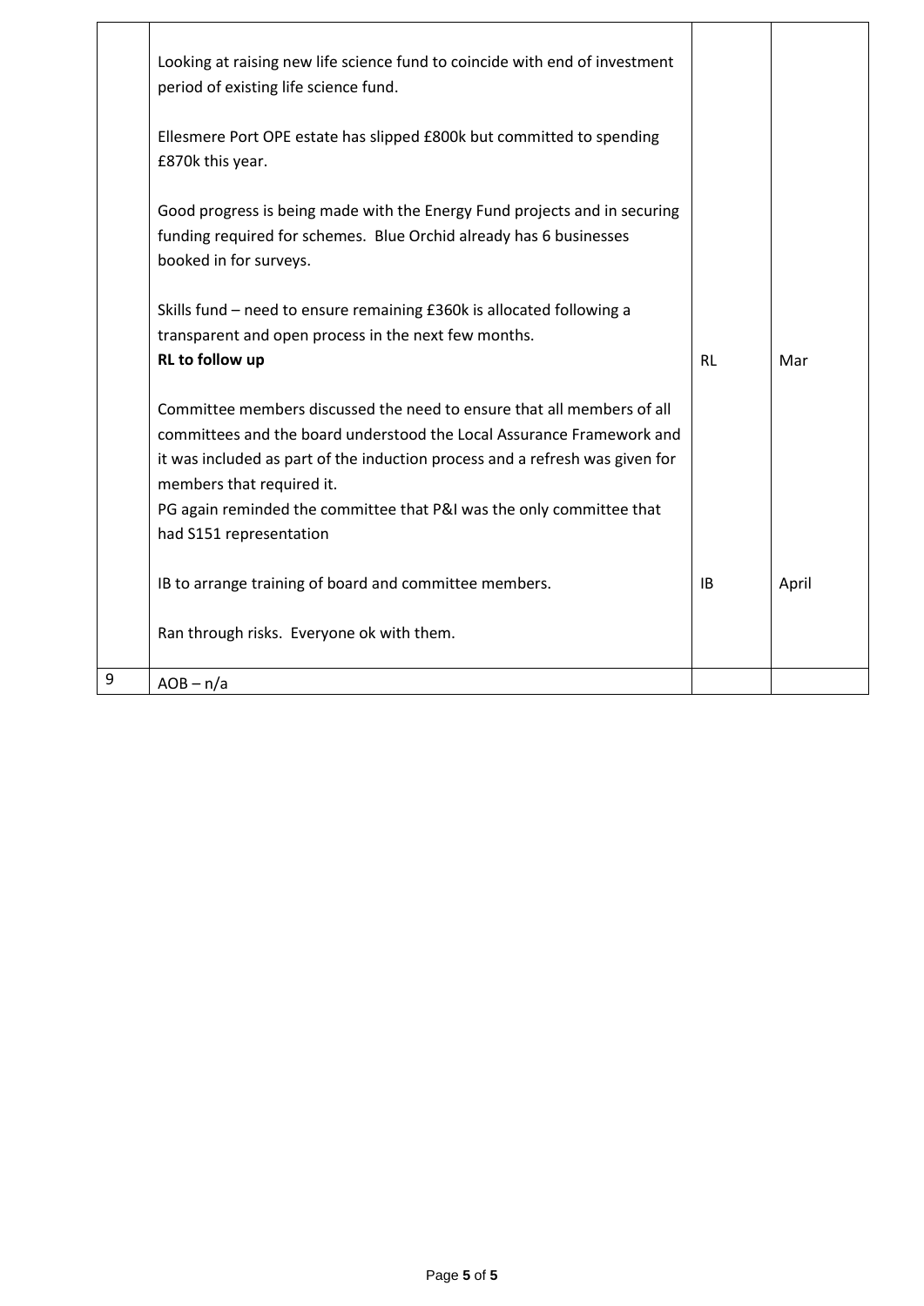| | | | |
|---|---|---|---|
| | Looking at raising new life science fund to coincide with end of investment period of existing life science fund.<br><br>Ellesmere Port OPE estate has slipped £800k but committed to spending £870k this year.<br><br>Good progress is being made with the Energy Fund projects and in securing funding required for schemes. Blue Orchid already has 6 businesses booked in for surveys.<br><br>Skills fund – need to ensure remaining £360k is allocated following a transparent and open process in the next few months.<br>**RL to follow up** | RL | Mar |
| | Committee members discussed the need to ensure that all members of all committees and the board understood the Local Assurance Framework and it was included as part of the induction process and a refresh was given for members that required it.<br>PG again reminded the committee that P&I was the only committee that had S151 representation<br><br>IB to arrange training of board and committee members. | IB | April |
| | Ran through risks. Everyone ok with them. | | |
| 9 | AOB – n/a | | |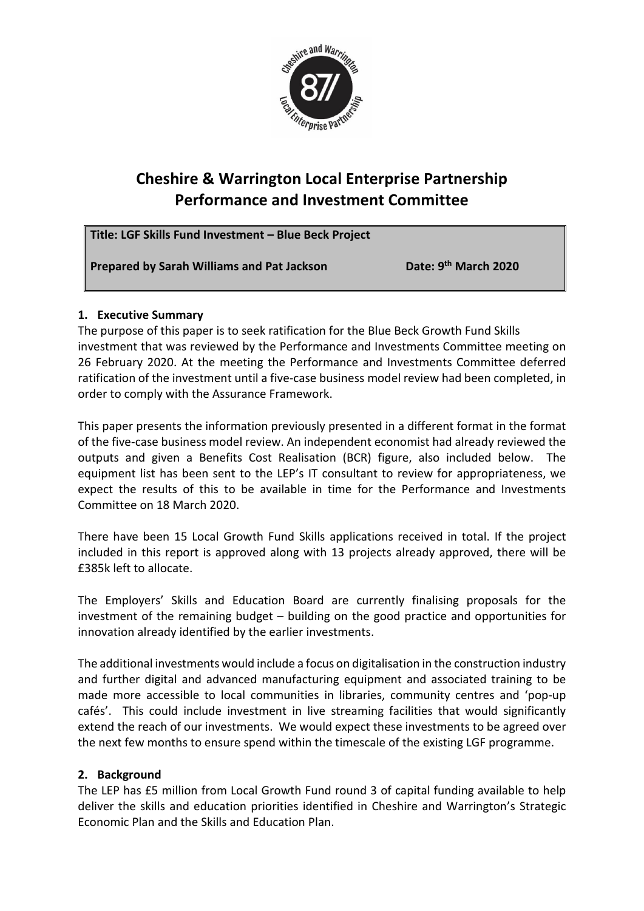# Cheshire & Warrington Local Enterprise Partnership Performance and Investment Committee

**Title: LGF Skills Fund Investment – Blue Beck Project**

**Prepared by Sarah Williams and Pat Jackson** **Date: 9th March 2020**

## 1. Executive Summary

The purpose of this paper is to seek ratification for the Blue Beck Growth Fund Skills investment that was reviewed by the Performance and Investments Committee meeting on 26 February 2020. At the meeting the Performance and Investments Committee deferred ratification of the investment until a five-case business model review had been completed, in order to comply with the Assurance Framework.

This paper presents the information previously presented in a different format in the format of the five-case business model review. An independent economist had already reviewed the outputs and given a Benefits Cost Realisation (BCR) figure, also included below. The equipment list has been sent to the LEP's IT consultant to review for appropriateness, we expect the results of this to be available in time for the Performance and Investments Committee on 18 March 2020.

There have been 15 Local Growth Fund Skills applications received in total. If the project included in this report is approved along with 13 projects already approved, there will be £385k left to allocate.

The Employers' Skills and Education Board are currently finalising proposals for the investment of the remaining budget – building on the good practice and opportunities for innovation already identified by the earlier investments.

The additional investments would include a focus on digitalisation in the construction industry and further digital and advanced manufacturing equipment and associated training to be made more accessible to local communities in libraries, community centres and 'pop-up cafés'. This could include investment in live streaming facilities that would significantly extend the reach of our investments. We would expect these investments to be agreed over the next few months to ensure spend within the timescale of the existing LGF programme.

## 2. Background

The LEP has £5 million from Local Growth Fund round 3 of capital funding available to help deliver the skills and education priorities identified in Cheshire and Warrington's Strategic Economic Plan and the Skills and Education Plan.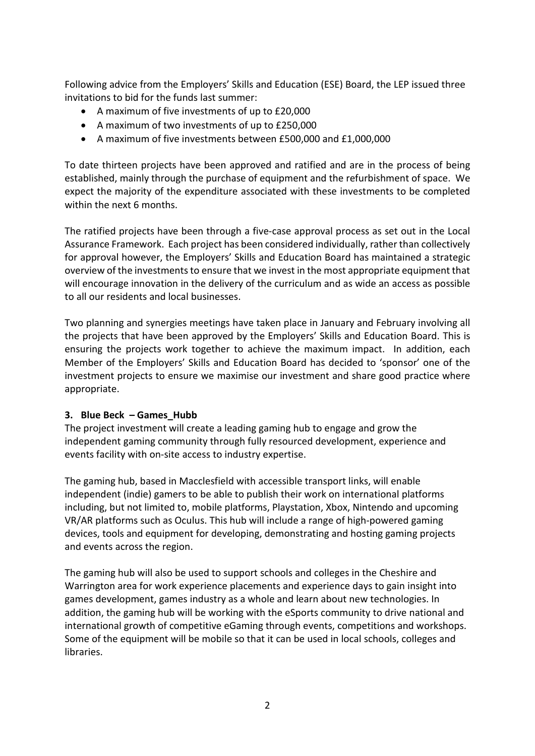Following advice from the Employers' Skills and Education (ESE) Board, the LEP issued three invitations to bid for the funds last summer:

- A maximum of five investments of up to £20,000
- A maximum of two investments of up to £250,000
- A maximum of five investments between £500,000 and £1,000,000

To date thirteen projects have been approved and ratified and are in the process of being established, mainly through the purchase of equipment and the refurbishment of space. We expect the majority of the expenditure associated with these investments to be completed within the next 6 months.

The ratified projects have been through a five-case approval process as set out in the Local Assurance Framework. Each project has been considered individually, rather than collectively for approval however, the Employers' Skills and Education Board has maintained a strategic overview of the investments to ensure that we invest in the most appropriate equipment that will encourage innovation in the delivery of the curriculum and as wide an access as possible to all our residents and local businesses.

Two planning and synergies meetings have taken place in January and February involving all the projects that have been approved by the Employers' Skills and Education Board. This is ensuring the projects work together to achieve the maximum impact. In addition, each Member of the Employers' Skills and Education Board has decided to 'sponsor' one of the investment projects to ensure we maximise our investment and share good practice where appropriate.

**3. Blue Beck – Games_Hubb**

The project investment will create a leading gaming hub to engage and grow the independent gaming community through fully resourced development, experience and events facility with on-site access to industry expertise.

The gaming hub, based in Macclesfield with accessible transport links, will enable independent (indie) gamers to be able to publish their work on international platforms including, but not limited to, mobile platforms, Playstation, Xbox, Nintendo and upcoming VR/AR platforms such as Oculus. This hub will include a range of high-powered gaming devices, tools and equipment for developing, demonstrating and hosting gaming projects and events across the region.

The gaming hub will also be used to support schools and colleges in the Cheshire and Warrington area for work experience placements and experience days to gain insight into games development, games industry as a whole and learn about new technologies. In addition, the gaming hub will be working with the eSports community to drive national and international growth of competitive eGaming through events, competitions and workshops. Some of the equipment will be mobile so that it can be used in local schools, colleges and libraries.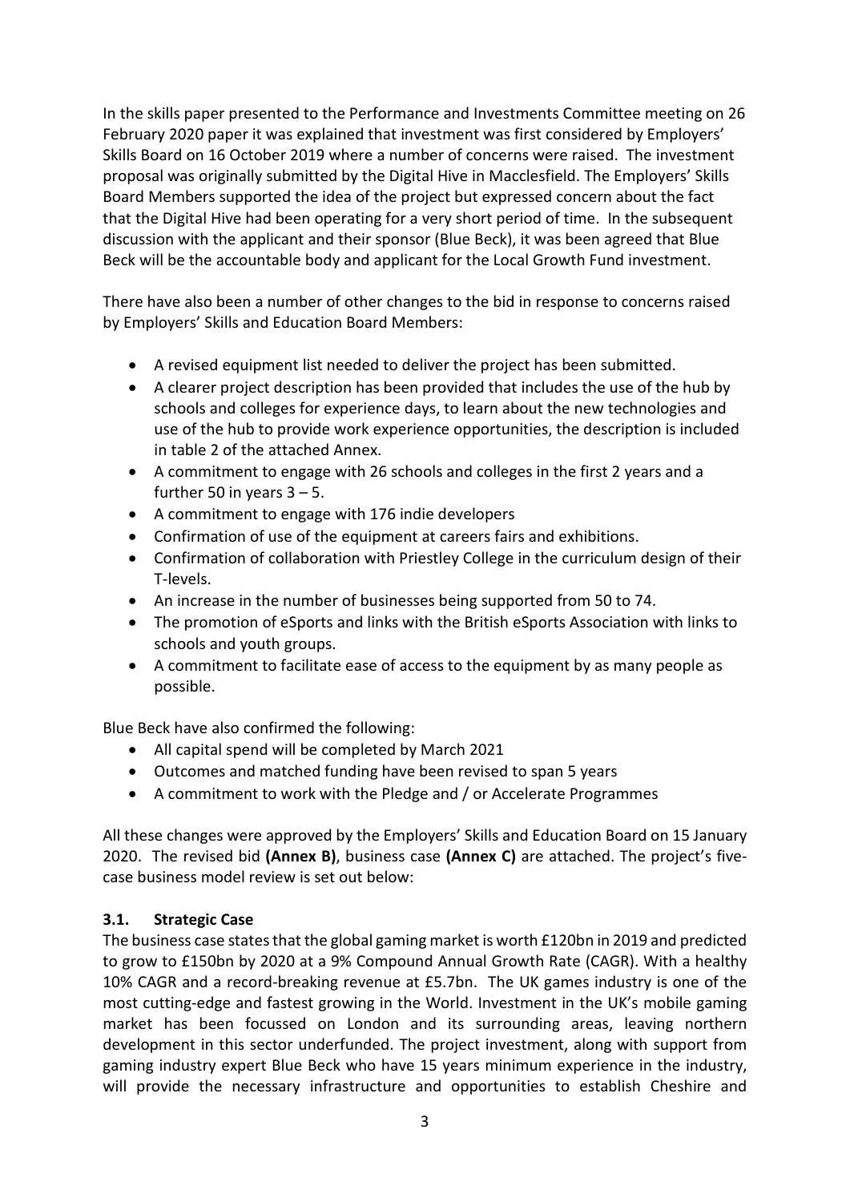In the skills paper presented to the Performance and Investments Committee meeting on 26 February 2020 paper it was explained that investment was first considered by Employers' Skills Board on 16 October 2019 where a number of concerns were raised. The investment proposal was originally submitted by the Digital Hive in Macclesfield. The Employers' Skills Board Members supported the idea of the project but expressed concern about the fact that the Digital Hive had been operating for a very short period of time. In the subsequent discussion with the applicant and their sponsor (Blue Beck), it was been agreed that Blue Beck will be the accountable body and applicant for the Local Growth Fund investment.

There have also been a number of other changes to the bid in response to concerns raised by Employers' Skills and Education Board Members:

- A revised equipment list needed to deliver the project has been submitted.
- A clearer project description has been provided that includes the use of the hub by schools and colleges for experience days, to learn about the new technologies and use of the hub to provide work experience opportunities, the description is included in table 2 of the attached Annex.
- A commitment to engage with 26 schools and colleges in the first 2 years and a further 50 in years 3 – 5.
- A commitment to engage with 176 indie developers
- Confirmation of use of the equipment at careers fairs and exhibitions.
- Confirmation of collaboration with Priestley College in the curriculum design of their T-levels.
- An increase in the number of businesses being supported from 50 to 74.
- The promotion of eSports and links with the British eSports Association with links to schools and youth groups.
- A commitment to facilitate ease of access to the equipment by as many people as possible.

Blue Beck have also confirmed the following:

- All capital spend will be completed by March 2021
- Outcomes and matched funding have been revised to span 5 years
- A commitment to work with the Pledge and / or Accelerate Programmes

All these changes were approved by the Employers' Skills and Education Board on 15 January 2020. The revised bid **(Annex B)**, business case **(Annex C)** are attached. The project's five-case business model review is set out below:

### 3.1. Strategic Case

The business case states that the global gaming market is worth £120bn in 2019 and predicted to grow to £150bn by 2020 at a 9% Compound Annual Growth Rate (CAGR). With a healthy 10% CAGR and a record-breaking revenue at £5.7bn. The UK games industry is one of the most cutting-edge and fastest growing in the World. Investment in the UK's mobile gaming market has been focussed on London and its surrounding areas, leaving northern development in this sector underfunded. The project investment, along with support from gaming industry expert Blue Beck who have 15 years minimum experience in the industry, will provide the necessary infrastructure and opportunities to establish Cheshire and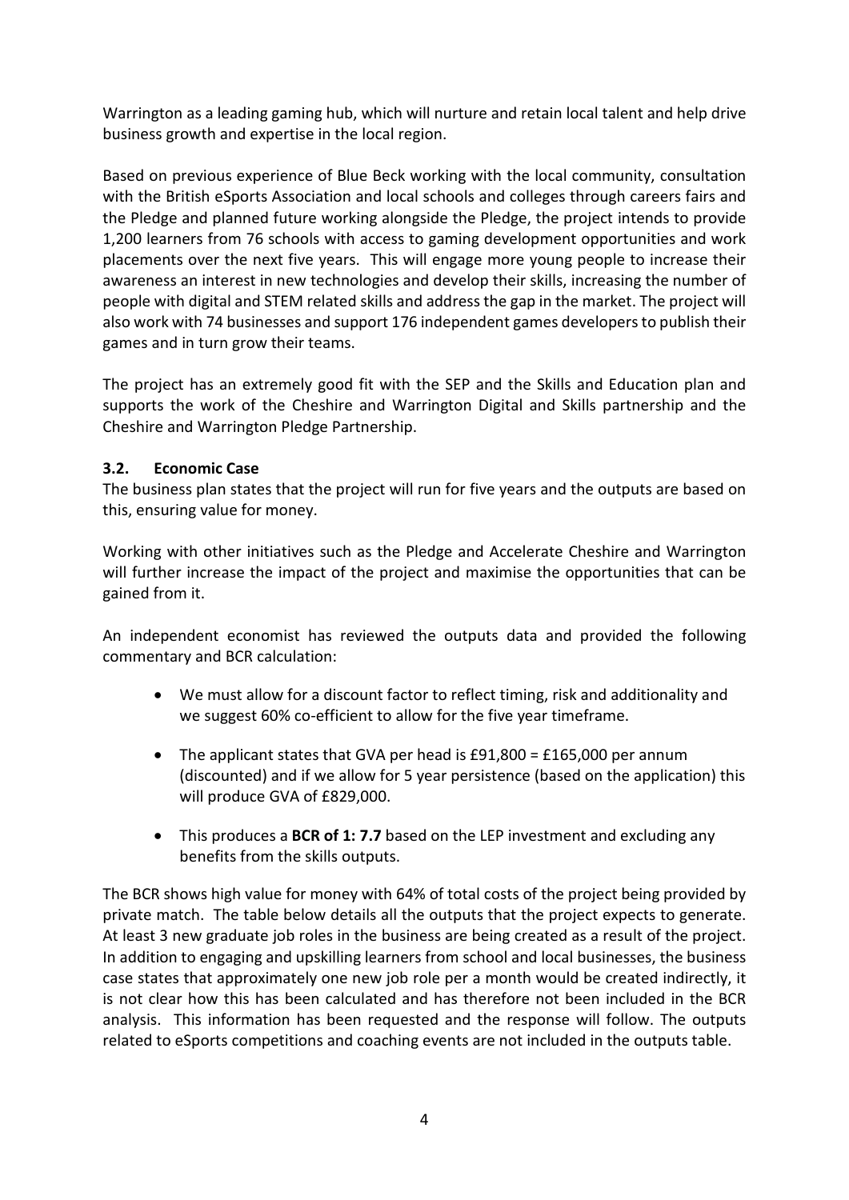Warrington as a leading gaming hub, which will nurture and retain local talent and help drive business growth and expertise in the local region.

Based on previous experience of Blue Beck working with the local community, consultation with the British eSports Association and local schools and colleges through careers fairs and the Pledge and planned future working alongside the Pledge, the project intends to provide 1,200 learners from 76 schools with access to gaming development opportunities and work placements over the next five years. This will engage more young people to increase their awareness an interest in new technologies and develop their skills, increasing the number of people with digital and STEM related skills and address the gap in the market. The project will also work with 74 businesses and support 176 independent games developers to publish their games and in turn grow their teams.

The project has an extremely good fit with the SEP and the Skills and Education plan and supports the work of the Cheshire and Warrington Digital and Skills partnership and the Cheshire and Warrington Pledge Partnership.

### 3.2. Economic Case

The business plan states that the project will run for five years and the outputs are based on this, ensuring value for money.

Working with other initiatives such as the Pledge and Accelerate Cheshire and Warrington will further increase the impact of the project and maximise the opportunities that can be gained from it.

An independent economist has reviewed the outputs data and provided the following commentary and BCR calculation:

- We must allow for a discount factor to reflect timing, risk and additionality and we suggest 60% co-efficient to allow for the five year timeframe.
- The applicant states that GVA per head is £91,800 = £165,000 per annum (discounted) and if we allow for 5 year persistence (based on the application) this will produce GVA of £829,000.
- This produces a **BCR of 1: 7.7** based on the LEP investment and excluding any benefits from the skills outputs.

The BCR shows high value for money with 64% of total costs of the project being provided by private match. The table below details all the outputs that the project expects to generate. At least 3 new graduate job roles in the business are being created as a result of the project. In addition to engaging and upskilling learners from school and local businesses, the business case states that approximately one new job role per a month would be created indirectly, it is not clear how this has been calculated and has therefore not been included in the BCR analysis. This information has been requested and the response will follow. The outputs related to eSports competitions and coaching events are not included in the outputs table.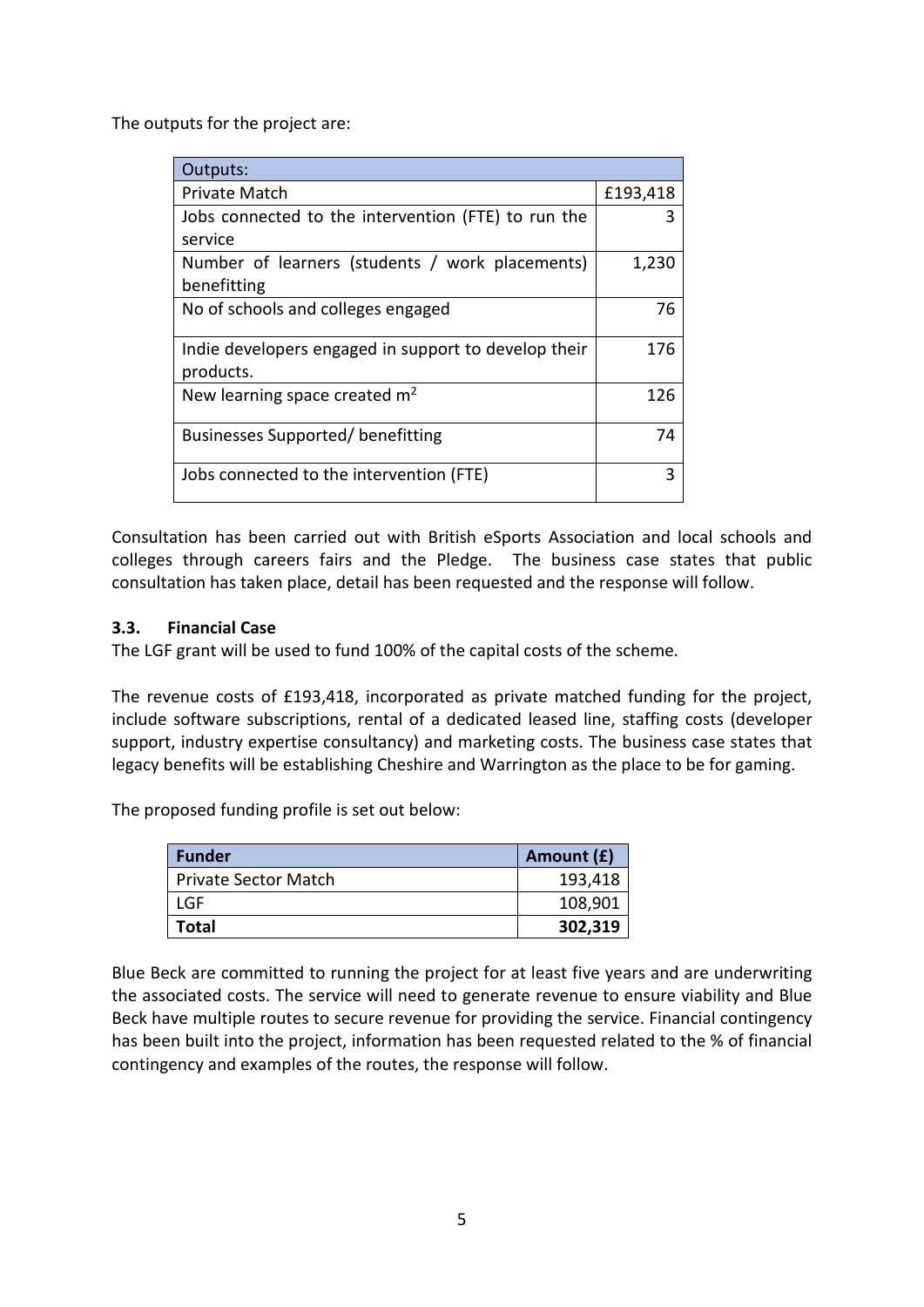The outputs for the project are:

| Outputs: | |
|---|---|
| Private Match | £193,418 |
| Jobs connected to the intervention (FTE) to run the service | 3 |
| Number of learners (students / work placements) benefitting | 1,230 |
| No of schools and colleges engaged | 76 |
| Indie developers engaged in support to develop their products. | 176 |
| New learning space created $m^2$ | 126 |
| Businesses Supported/ benefitting | 74 |
| Jobs connected to the intervention (FTE) | 3 |

Consultation has been carried out with British eSports Association and local schools and colleges through careers fairs and the Pledge. The business case states that public consultation has taken place, detail has been requested and the response will follow.

### 3.3. Financial Case

The LGF grant will be used to fund 100% of the capital costs of the scheme.

The revenue costs of £193,418, incorporated as private matched funding for the project, include software subscriptions, rental of a dedicated leased line, staffing costs (developer support, industry expertise consultancy) and marketing costs. The business case states that legacy benefits will be establishing Cheshire and Warrington as the place to be for gaming.

The proposed funding profile is set out below:

| Funder | Amount (£) |
|---|---|
| Private Sector Match | 193,418 |
| LGF | 108,901 |
| **Total** | **302,319** |

Blue Beck are committed to running the project for at least five years and are underwriting the associated costs. The service will need to generate revenue to ensure viability and Blue Beck have multiple routes to secure revenue for providing the service. Financial contingency has been built into the project, information has been requested related to the % of financial contingency and examples of the routes, the response will follow.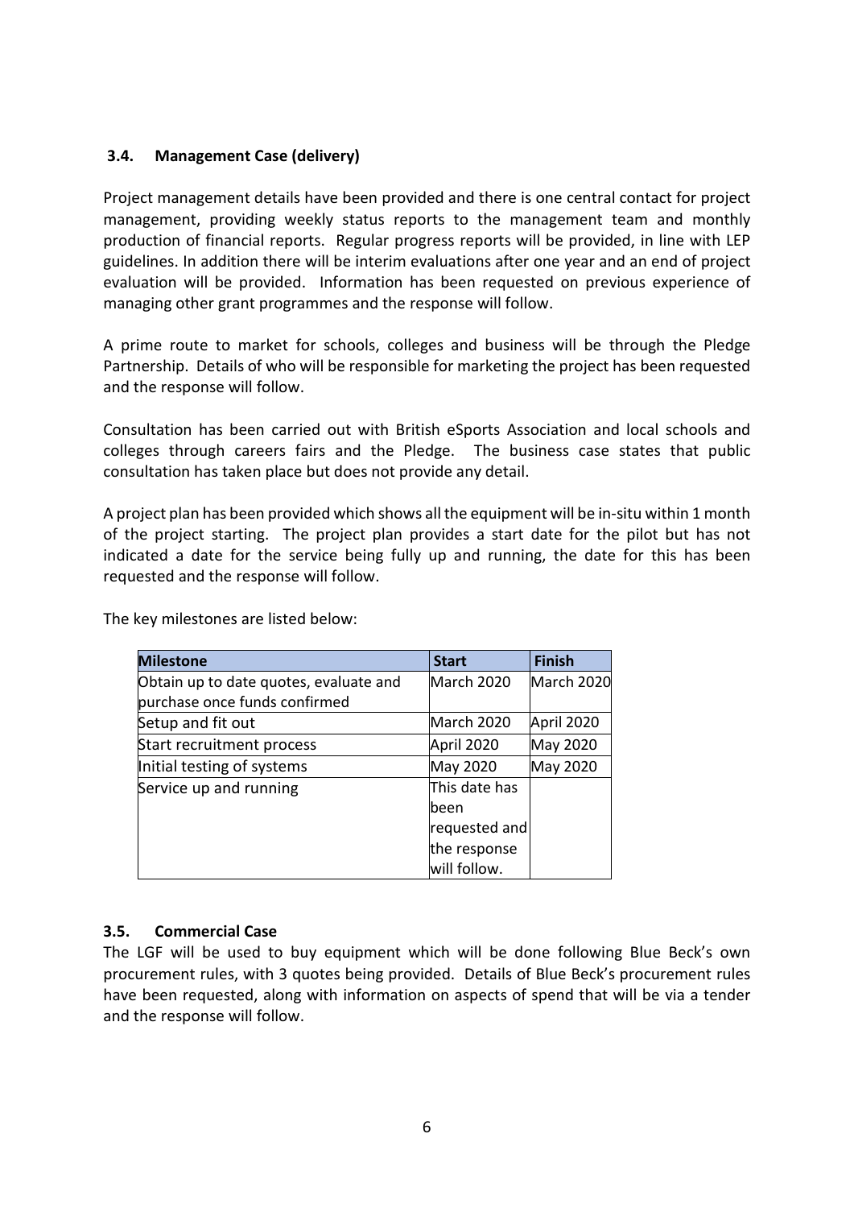### 3.4. Management Case (delivery)

Project management details have been provided and there is one central contact for project management, providing weekly status reports to the management team and monthly production of financial reports. Regular progress reports will be provided, in line with LEP guidelines. In addition there will be interim evaluations after one year and an end of project evaluation will be provided. Information has been requested on previous experience of managing other grant programmes and the response will follow.

A prime route to market for schools, colleges and business will be through the Pledge Partnership. Details of who will be responsible for marketing the project has been requested and the response will follow.

Consultation has been carried out with British eSports Association and local schools and colleges through careers fairs and the Pledge. The business case states that public consultation has taken place but does not provide any detail.

A project plan has been provided which shows all the equipment will be in-situ within 1 month of the project starting. The project plan provides a start date for the pilot but has not indicated a date for the service being fully up and running, the date for this has been requested and the response will follow.

The key milestones are listed below:

| Milestone | Start | Finish |
|---|---|---|
| Obtain up to date quotes, evaluate and purchase once funds confirmed | March 2020 | March 2020 |
| Setup and fit out | March 2020 | April 2020 |
| Start recruitment process | April 2020 | May 2020 |
| Initial testing of systems | May 2020 | May 2020 |
| Service up and running | This date has been requested and the response will follow. | |

### 3.5. Commercial Case

The LGF will be used to buy equipment which will be done following Blue Beck's own procurement rules, with 3 quotes being provided. Details of Blue Beck's procurement rules have been requested, along with information on aspects of spend that will be via a tender and the response will follow.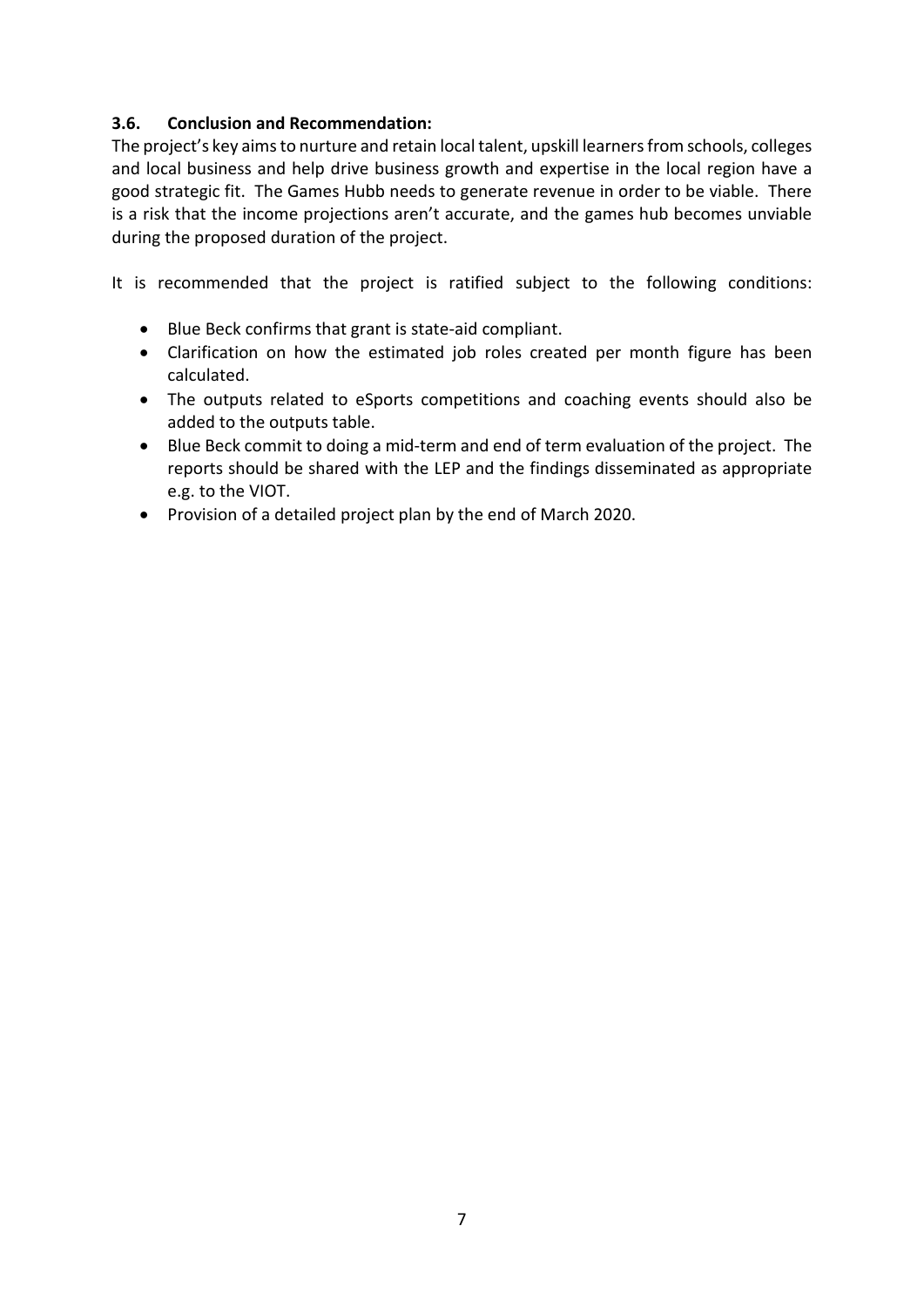### 3.6. Conclusion and Recommendation:

The project's key aims to nurture and retain local talent, upskill learners from schools, colleges and local business and help drive business growth and expertise in the local region have a good strategic fit. The Games Hubb needs to generate revenue in order to be viable. There is a risk that the income projections aren't accurate, and the games hub becomes unviable during the proposed duration of the project.

It is recommended that the project is ratified subject to the following conditions:

- Blue Beck confirms that grant is state-aid compliant.
- Clarification on how the estimated job roles created per month figure has been calculated.
- The outputs related to eSports competitions and coaching events should also be added to the outputs table.
- Blue Beck commit to doing a mid-term and end of term evaluation of the project. The reports should be shared with the LEP and the findings disseminated as appropriate e.g. to the VIOT.
- Provision of a detailed project plan by the end of March 2020.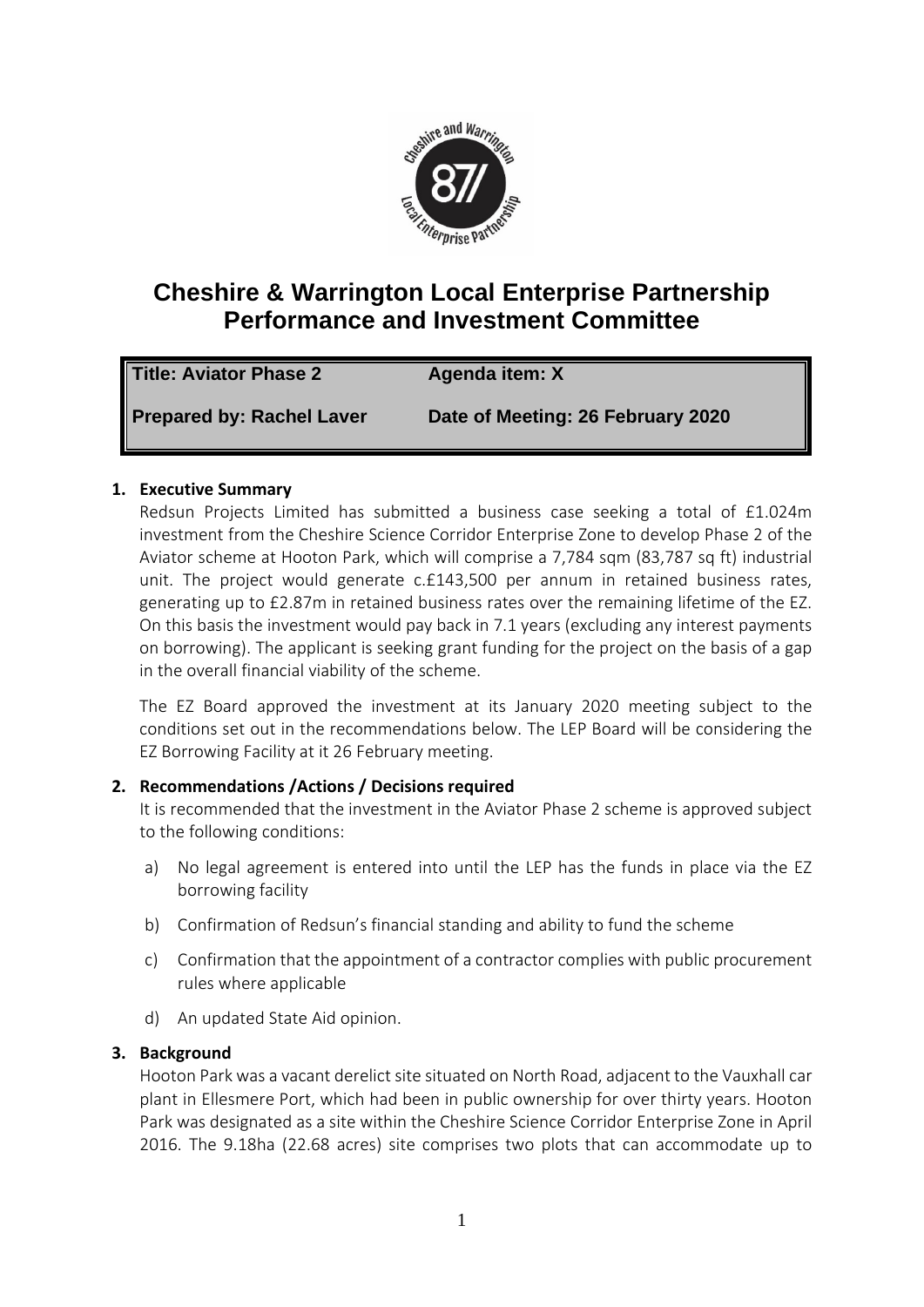# Cheshire & Warrington Local Enterprise Partnership Performance and Investment Committee

| Title: Aviator Phase 2 | Agenda item: X |
|---|---|
| Prepared by: Rachel Laver | Date of Meeting: 26 February 2020 |

**1. Executive Summary**

Redsun Projects Limited has submitted a business case seeking a total of £1.024m investment from the Cheshire Science Corridor Enterprise Zone to develop Phase 2 of the Aviator scheme at Hooton Park, which will comprise a 7,784 sqm (83,787 sq ft) industrial unit. The project would generate c.£143,500 per annum in retained business rates, generating up to £2.87m in retained business rates over the remaining lifetime of the EZ. On this basis the investment would pay back in 7.1 years (excluding any interest payments on borrowing). The applicant is seeking grant funding for the project on the basis of a gap in the overall financial viability of the scheme.

The EZ Board approved the investment at its January 2020 meeting subject to the conditions set out in the recommendations below. The LEP Board will be considering the EZ Borrowing Facility at it 26 February meeting.

**2. Recommendations /Actions / Decisions required**

It is recommended that the investment in the Aviator Phase 2 scheme is approved subject to the following conditions:

a) No legal agreement is entered into until the LEP has the funds in place via the EZ borrowing facility

b) Confirmation of Redsun's financial standing and ability to fund the scheme

c) Confirmation that the appointment of a contractor complies with public procurement rules where applicable

d) An updated State Aid opinion.

**3. Background**

Hooton Park was a vacant derelict site situated on North Road, adjacent to the Vauxhall car plant in Ellesmere Port, which had been in public ownership for over thirty years. Hooton Park was designated as a site within the Cheshire Science Corridor Enterprise Zone in April 2016. The 9.18ha (22.68 acres) site comprises two plots that can accommodate up to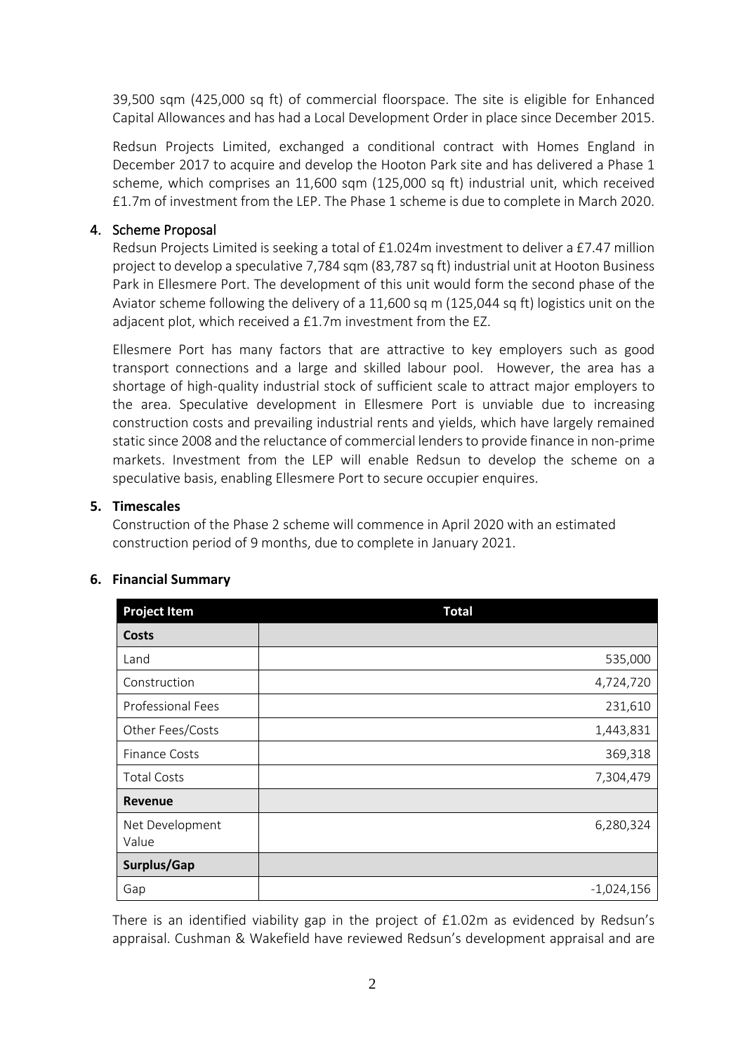39,500 sqm (425,000 sq ft) of commercial floorspace. The site is eligible for Enhanced Capital Allowances and has had a Local Development Order in place since December 2015.

Redsun Projects Limited, exchanged a conditional contract with Homes England in December 2017 to acquire and develop the Hooton Park site and has delivered a Phase 1 scheme, which comprises an 11,600 sqm (125,000 sq ft) industrial unit, which received £1.7m of investment from the LEP. The Phase 1 scheme is due to complete in March 2020.

## 4. Scheme Proposal

Redsun Projects Limited is seeking a total of £1.024m investment to deliver a £7.47 million project to develop a speculative 7,784 sqm (83,787 sq ft) industrial unit at Hooton Business Park in Ellesmere Port. The development of this unit would form the second phase of the Aviator scheme following the delivery of a 11,600 sq m (125,044 sq ft) logistics unit on the adjacent plot, which received a £1.7m investment from the EZ.

Ellesmere Port has many factors that are attractive to key employers such as good transport connections and a large and skilled labour pool. However, the area has a shortage of high-quality industrial stock of sufficient scale to attract major employers to the area. Speculative development in Ellesmere Port is unviable due to increasing construction costs and prevailing industrial rents and yields, which have largely remained static since 2008 and the reluctance of commercial lenders to provide finance in non-prime markets. Investment from the LEP will enable Redsun to develop the scheme on a speculative basis, enabling Ellesmere Port to secure occupier enquires.

## 5. Timescales

Construction of the Phase 2 scheme will commence in April 2020 with an estimated construction period of 9 months, due to complete in January 2021.

## 6. Financial Summary

| Project Item | Total |
|---|---|
| **Costs** | |
| Land | 535,000 |
| Construction | 4,724,720 |
| Professional Fees | 231,610 |
| Other Fees/Costs | 1,443,831 |
| Finance Costs | 369,318 |
| Total Costs | 7,304,479 |
| **Revenue** | |
| Net Development Value | 6,280,324 |
| **Surplus/Gap** | |
| Gap | -1,024,156 |

There is an identified viability gap in the project of £1.02m as evidenced by Redsun's appraisal. Cushman & Wakefield have reviewed Redsun's development appraisal and are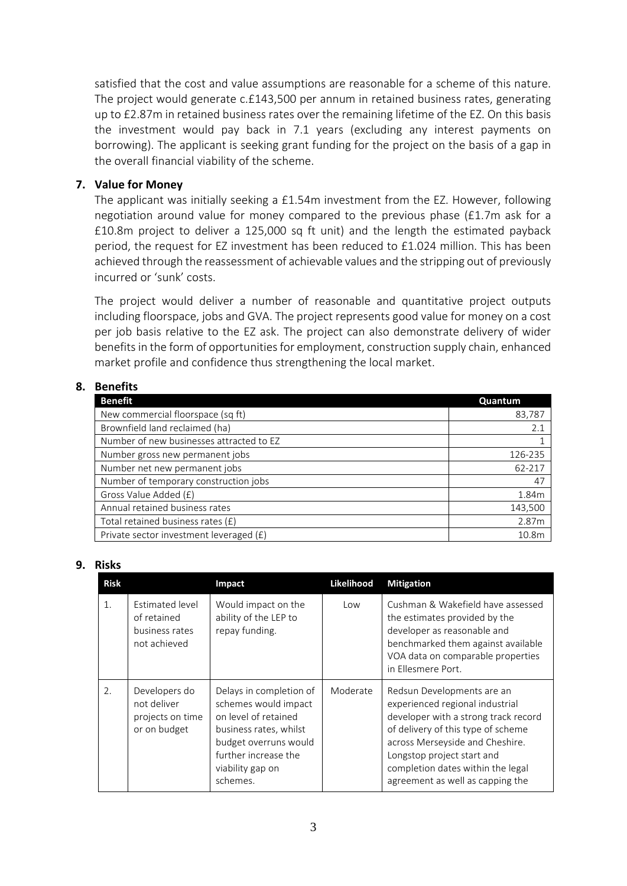satisfied that the cost and value assumptions are reasonable for a scheme of this nature. The project would generate c.£143,500 per annum in retained business rates, generating up to £2.87m in retained business rates over the remaining lifetime of the EZ. On this basis the investment would pay back in 7.1 years (excluding any interest payments on borrowing). The applicant is seeking grant funding for the project on the basis of a gap in the overall financial viability of the scheme.

**7. Value for Money**

The applicant was initially seeking a £1.54m investment from the EZ. However, following negotiation around value for money compared to the previous phase (£1.7m ask for a £10.8m project to deliver a 125,000 sq ft unit) and the length the estimated payback period, the request for EZ investment has been reduced to £1.024 million. This has been achieved through the reassessment of achievable values and the stripping out of previously incurred or 'sunk' costs.

The project would deliver a number of reasonable and quantitative project outputs including floorspace, jobs and GVA. The project represents good value for money on a cost per job basis relative to the EZ ask. The project can also demonstrate delivery of wider benefits in the form of opportunities for employment, construction supply chain, enhanced market profile and confidence thus strengthening the local market.

**8. Benefits**

| Benefit | Quantum |
|---|---|
| New commercial floorspace (sq ft) | 83,787 |
| Brownfield land reclaimed (ha) | 2.1 |
| Number of new businesses attracted to EZ | 1 |
| Number gross new permanent jobs | 126-235 |
| Number net new permanent jobs | 62-217 |
| Number of temporary construction jobs | 47 |
| Gross Value Added (£) | 1.84m |
| Annual retained business rates | 143,500 |
| Total retained business rates (£) | 2.87m |
| Private sector investment leveraged (£) | 10.8m |

**9. Risks**

| Risk | | Impact | Likelihood | Mitigation |
|---|---|---|---|---|
| 1. | Estimated level of retained business rates not achieved | Would impact on the ability of the LEP to repay funding. | Low | Cushman & Wakefield have assessed the estimates provided by the developer as reasonable and benchmarked them against available VOA data on comparable properties in Ellesmere Port. |
| 2. | Developers do not deliver projects on time or on budget | Delays in completion of schemes would impact on level of retained business rates, whilst budget overruns would further increase the viability gap on schemes. | Moderate | Redsun Developments are an experienced regional industrial developer with a strong track record of delivery of this type of scheme across Merseyside and Cheshire. Longstop project start and completion dates within the legal agreement as well as capping the |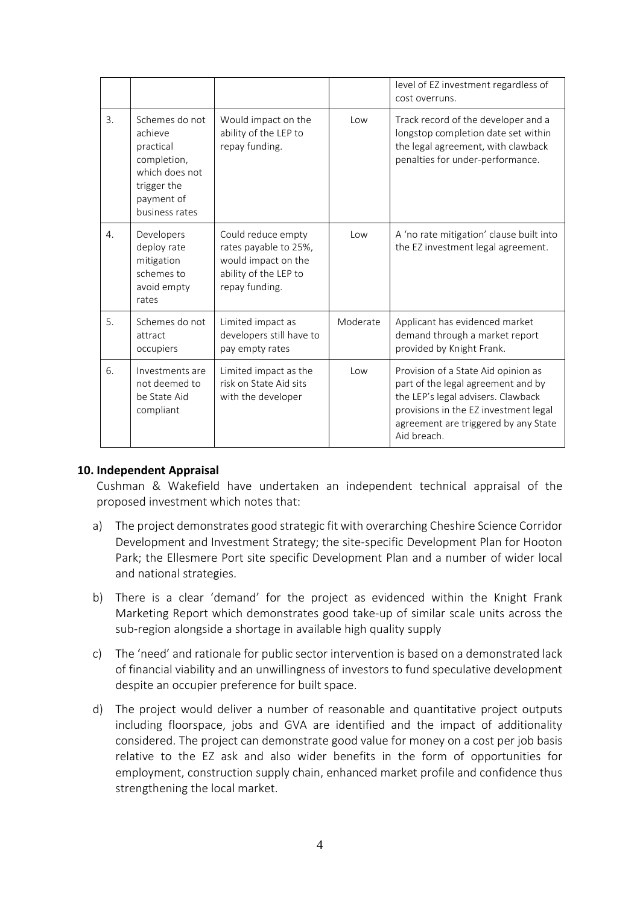| | | | | level of EZ investment regardless of cost overruns. |
|---|---|---|---|---|
| 3. | Schemes do not achieve practical completion, which does not trigger the payment of business rates | Would impact on the ability of the LEP to repay funding. | Low | Track record of the developer and a longstop completion date set within the legal agreement, with clawback penalties for under-performance. |
| 4. | Developers deploy rate mitigation schemes to avoid empty rates | Could reduce empty rates payable to 25%, would impact on the ability of the LEP to repay funding. | Low | A 'no rate mitigation' clause built into the EZ investment legal agreement. |
| 5. | Schemes do not attract occupiers | Limited impact as developers still have to pay empty rates | Moderate | Applicant has evidenced market demand through a market report provided by Knight Frank. |
| 6. | Investments are not deemed to be State Aid compliant | Limited impact as the risk on State Aid sits with the developer | Low | Provision of a State Aid opinion as part of the legal agreement and by the LEP's legal advisers. Clawback provisions in the EZ investment legal agreement are triggered by any State Aid breach. |

**10. Independent Appraisal**

Cushman & Wakefield have undertaken an independent technical appraisal of the proposed investment which notes that:

a) The project demonstrates good strategic fit with overarching Cheshire Science Corridor Development and Investment Strategy; the site-specific Development Plan for Hooton Park; the Ellesmere Port site specific Development Plan and a number of wider local and national strategies.

b) There is a clear 'demand' for the project as evidenced within the Knight Frank Marketing Report which demonstrates good take-up of similar scale units across the sub-region alongside a shortage in available high quality supply

c) The 'need' and rationale for public sector intervention is based on a demonstrated lack of financial viability and an unwillingness of investors to fund speculative development despite an occupier preference for built space.

d) The project would deliver a number of reasonable and quantitative project outputs including floorspace, jobs and GVA are identified and the impact of additionality considered. The project can demonstrate good value for money on a cost per job basis relative to the EZ ask and also wider benefits in the form of opportunities for employment, construction supply chain, enhanced market profile and confidence thus strengthening the local market.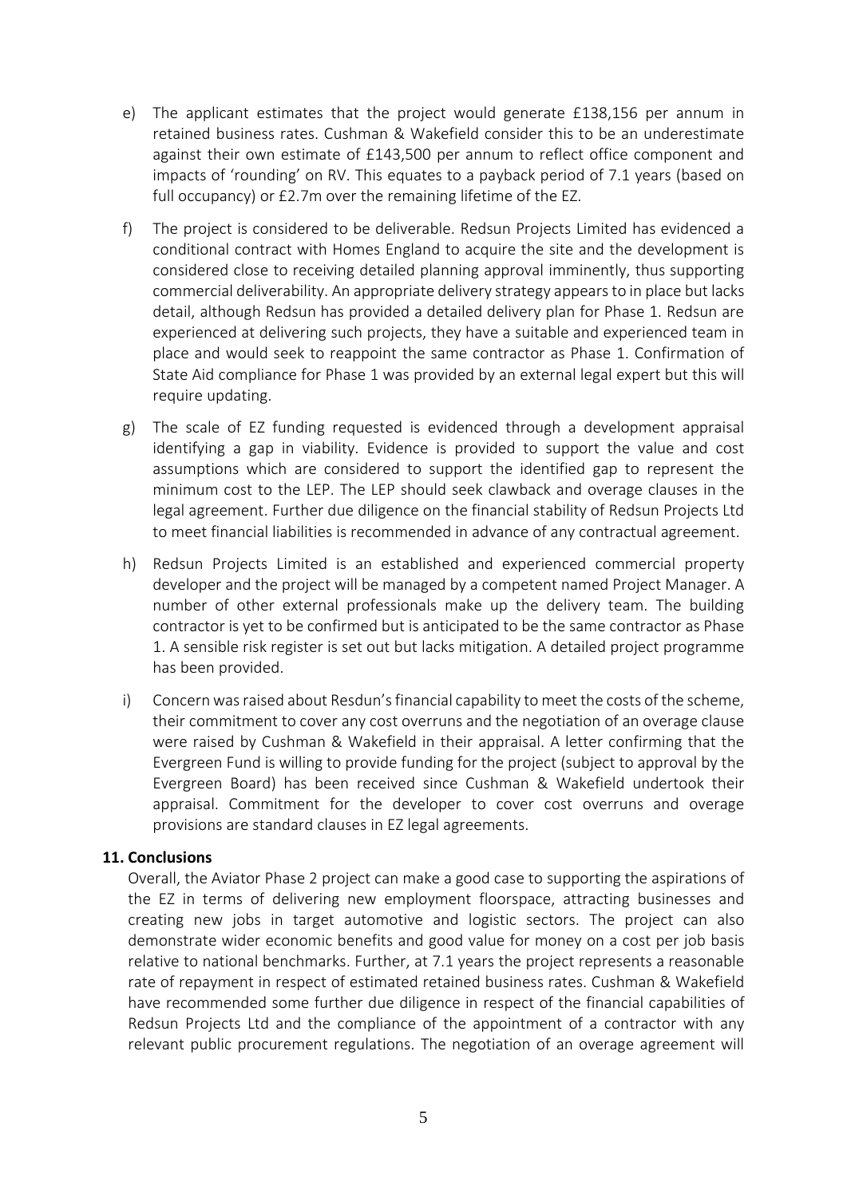e) The applicant estimates that the project would generate £138,156 per annum in retained business rates. Cushman & Wakefield consider this to be an underestimate against their own estimate of £143,500 per annum to reflect office component and impacts of 'rounding' on RV. This equates to a payback period of 7.1 years (based on full occupancy) or £2.7m over the remaining lifetime of the EZ.

f) The project is considered to be deliverable. Redsun Projects Limited has evidenced a conditional contract with Homes England to acquire the site and the development is considered close to receiving detailed planning approval imminently, thus supporting commercial deliverability. An appropriate delivery strategy appears to in place but lacks detail, although Redsun has provided a detailed delivery plan for Phase 1. Redsun are experienced at delivering such projects, they have a suitable and experienced team in place and would seek to reappoint the same contractor as Phase 1. Confirmation of State Aid compliance for Phase 1 was provided by an external legal expert but this will require updating.

g) The scale of EZ funding requested is evidenced through a development appraisal identifying a gap in viability. Evidence is provided to support the value and cost assumptions which are considered to support the identified gap to represent the minimum cost to the LEP. The LEP should seek clawback and overage clauses in the legal agreement. Further due diligence on the financial stability of Redsun Projects Ltd to meet financial liabilities is recommended in advance of any contractual agreement.

h) Redsun Projects Limited is an established and experienced commercial property developer and the project will be managed by a competent named Project Manager. A number of other external professionals make up the delivery team. The building contractor is yet to be confirmed but is anticipated to be the same contractor as Phase 1. A sensible risk register is set out but lacks mitigation. A detailed project programme has been provided.

i) Concern was raised about Resdun's financial capability to meet the costs of the scheme, their commitment to cover any cost overruns and the negotiation of an overage clause were raised by Cushman & Wakefield in their appraisal. A letter confirming that the Evergreen Fund is willing to provide funding for the project (subject to approval by the Evergreen Board) has been received since Cushman & Wakefield undertook their appraisal. Commitment for the developer to cover cost overruns and overage provisions are standard clauses in EZ legal agreements.

## 11. Conclusions

Overall, the Aviator Phase 2 project can make a good case to supporting the aspirations of the EZ in terms of delivering new employment floorspace, attracting businesses and creating new jobs in target automotive and logistic sectors. The project can also demonstrate wider economic benefits and good value for money on a cost per job basis relative to national benchmarks. Further, at 7.1 years the project represents a reasonable rate of repayment in respect of estimated retained business rates. Cushman & Wakefield have recommended some further due diligence in respect of the financial capabilities of Redsun Projects Ltd and the compliance of the appointment of a contractor with any relevant public procurement regulations. The negotiation of an overage agreement will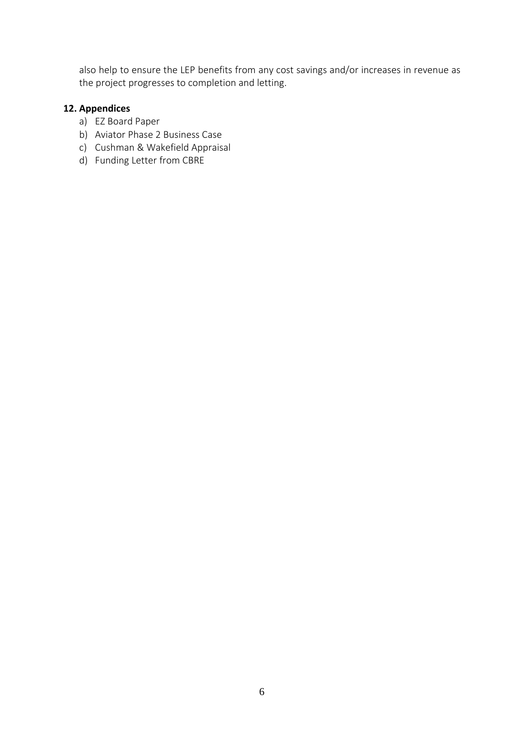also help to ensure the LEP benefits from any cost savings and/or increases in revenue as the project progresses to completion and letting.

## 12. Appendices

a) EZ Board Paper
b) Aviator Phase 2 Business Case
c) Cushman & Wakefield Appraisal
d) Funding Letter from CBRE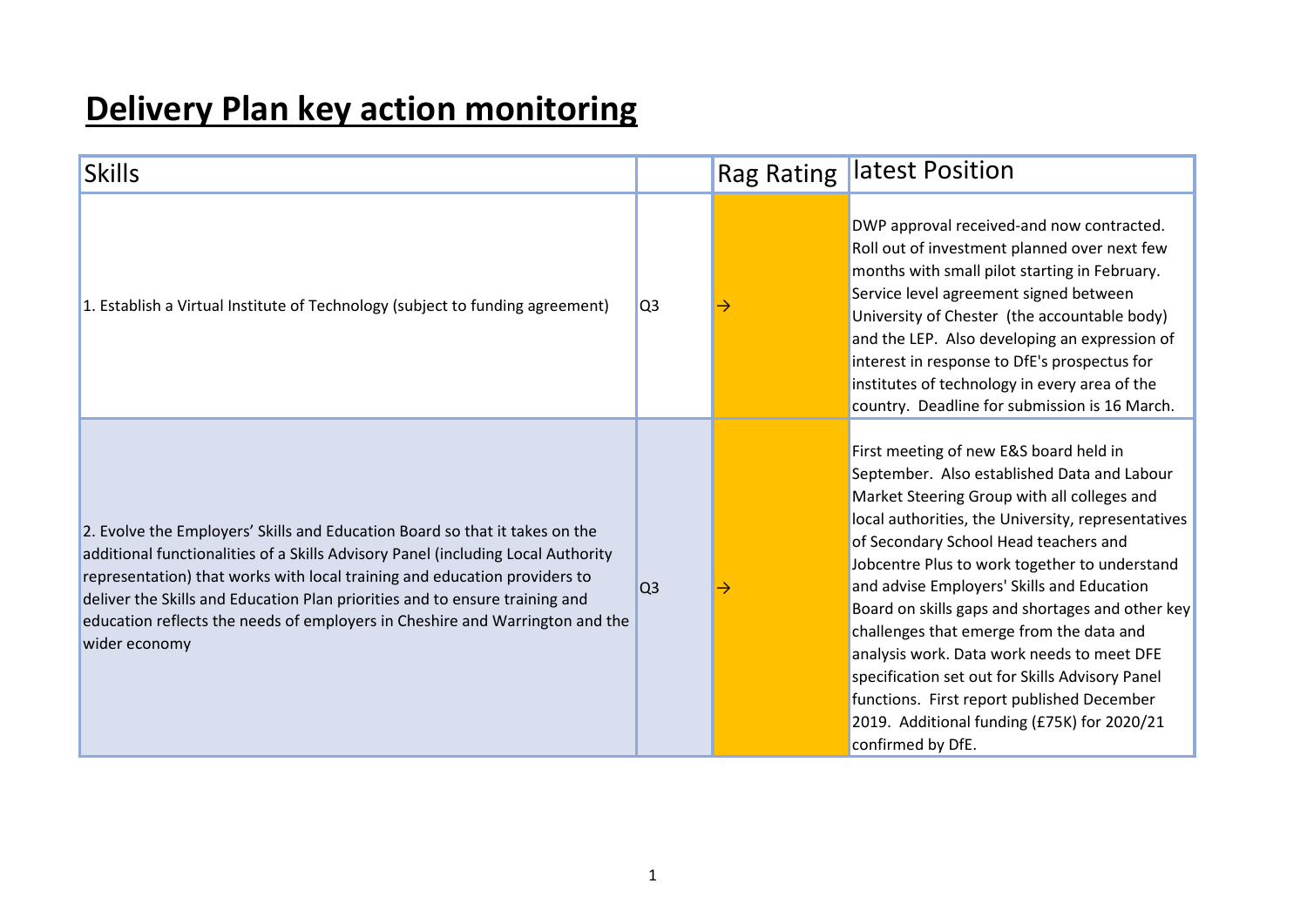# Delivery Plan key action monitoring

| Skills | | Rag Rating | latest Position |
|---|---|---|---|
| 1. Establish a Virtual Institute of Technology (subject to funding agreement) | Q3 | → | DWP approval received-and now contracted. Roll out of investment planned over next few months with small pilot starting in February. Service level agreement signed between University of Chester (the accountable body) and the LEP. Also developing an expression of interest in response to DfE's prospectus for institutes of technology in every area of the country. Deadline for submission is 16 March. |
| 2. Evolve the Employers' Skills and Education Board so that it takes on the additional functionalities of a Skills Advisory Panel (including Local Authority representation) that works with local training and education providers to deliver the Skills and Education Plan priorities and to ensure training and education reflects the needs of employers in Cheshire and Warrington and the wider economy | Q3 | → | First meeting of new E&S board held in September. Also established Data and Labour Market Steering Group with all colleges and local authorities, the University, representatives of Secondary School Head teachers and Jobcentre Plus to work together to understand and advise Employers' Skills and Education Board on skills gaps and shortages and other key challenges that emerge from the data and analysis work. Data work needs to meet DFE specification set out for Skills Advisory Panel functions. First report published December 2019. Additional funding (£75K) for 2020/21 confirmed by DfE. |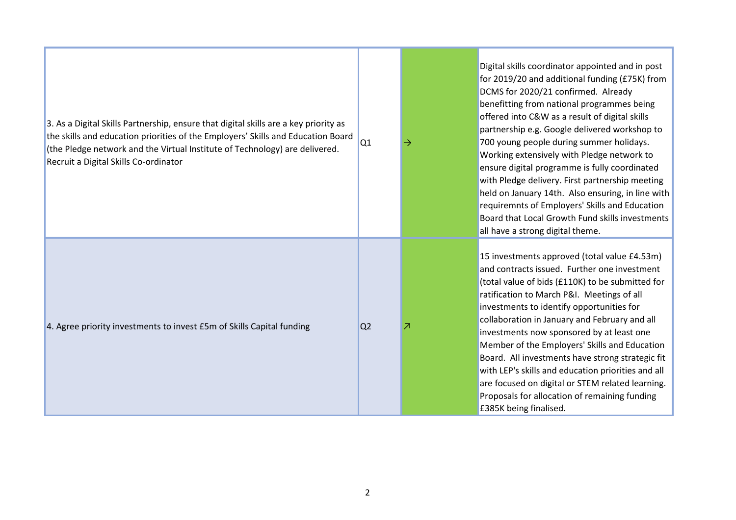| | | | |
|---|---|---|---|
| 3. As a Digital Skills Partnership, ensure that digital skills are a key priority as the skills and education priorities of the Employers' Skills and Education Board (the Pledge network and the Virtual Institute of Technology) are delivered. Recruit a Digital Skills Co-ordinator | Q1 | → | Digital skills coordinator appointed and in post for 2019/20 and additional funding (£75K) from DCMS for 2020/21 confirmed. Already benefitting from national programmes being offered into C&W as a result of digital skills partnership e.g. Google delivered workshop to 700 young people during summer holidays. Working extensively with Pledge network to ensure digital programme is fully coordinated with Pledge delivery. First partnership meeting held on January 14th. Also ensuring, in line with requiremnts of Employers' Skills and Education Board that Local Growth Fund skills investments all have a strong digital theme. |
| 4. Agree priority investments to invest £5m of Skills Capital funding | Q2 | ↗ | 15 investments approved (total value £4.53m) and contracts issued. Further one investment (total value of bids (£110K) to be submitted for ratification to March P&I. Meetings of all investments to identify opportunities for collaboration in January and February and all investments now sponsored by at least one Member of the Employers' Skills and Education Board. All investments have strong strategic fit with LEP's skills and education priorities and all are focused on digital or STEM related learning. Proposals for allocation of remaining funding £385K being finalised. |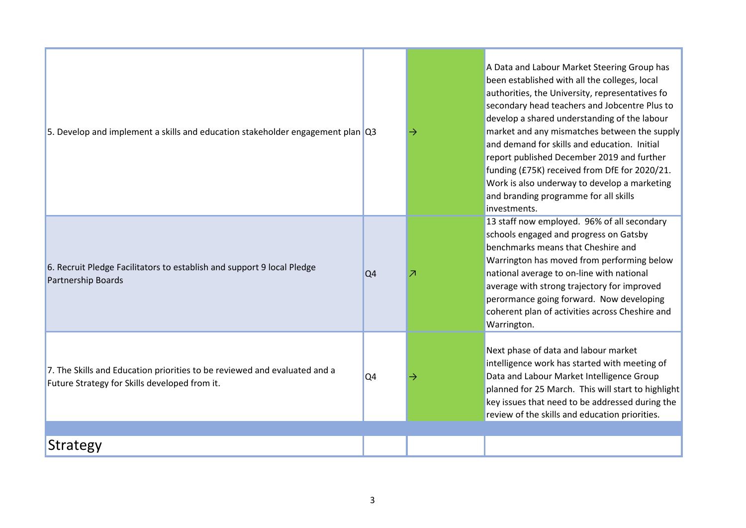| | | | |
|---|---|---|---|
| 5. Develop and implement a skills and education stakeholder engagement plan | Q3 | → | A Data and Labour Market Steering Group has been established with all the colleges, local authorities, the University, representatives fo secondary head teachers and Jobcentre Plus to develop a shared understanding of the labour market and any mismatches between the supply and demand for skills and education. Initial report published December 2019 and further funding (£75K) received from DfE for 2020/21. Work is also underway to develop a marketing and branding programme for all skills investments. |
| 6. Recruit Pledge Facilitators to establish and support 9 local Pledge Partnership Boards | Q4 | ↗ | 13 staff now employed. 96% of all secondary schools engaged and progress on Gatsby benchmarks means that Cheshire and Warrington has moved from performing below national average to on-line with national average with strong trajectory for improved perormance going forward. Now developing coherent plan of activities across Cheshire and Warrington. |
| 7. The Skills and Education priorities to be reviewed and evaluated and a Future Strategy for Skills developed from it. | Q4 | → | Next phase of data and labour market intelligence work has started with meeting of Data and Labour Market Intelligence Group planned for 25 March. This will start to highlight key issues that need to be addressed during the review of the skills and education priorities. |
| | | | |
| Strategy | | | |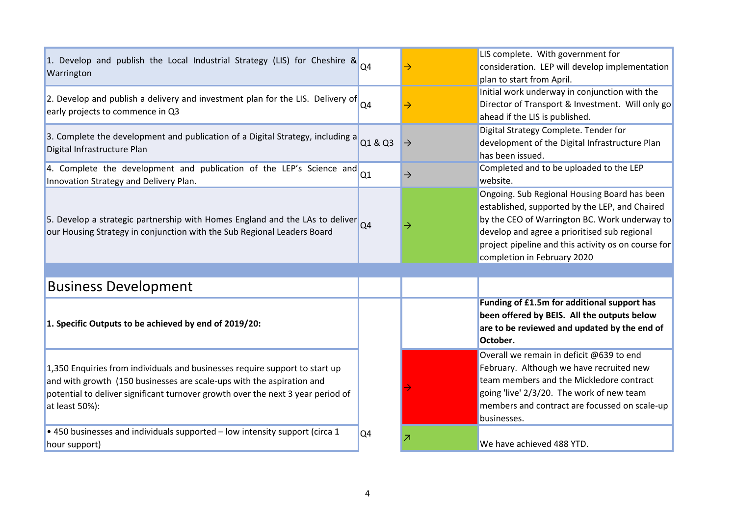| | | | |
|---|---|---|---|
| 1. Develop and publish the Local Industrial Strategy (LIS) for Cheshire & Warrington | Q4 | → | LIS complete. With government for consideration. LEP will develop implementation plan to start from April. |
| 2. Develop and publish a delivery and investment plan for the LIS. Delivery of early projects to commence in Q3 | Q4 | → | Initial work underway in conjunction with the Director of Transport & Investment. Will only go ahead if the LIS is published. |
| 3. Complete the development and publication of a Digital Strategy, including a Digital Infrastructure Plan | Q1 & Q3 | → | Digital Strategy Complete. Tender for development of the Digital Infrastructure Plan has been issued. |
| 4. Complete the development and publication of the LEP's Science and Innovation Strategy and Delivery Plan. | Q1 | → | Completed and to be uploaded to the LEP website. |
| 5. Develop a strategic partnership with Homes England and the LAs to deliver our Housing Strategy in conjunction with the Sub Regional Leaders Board | Q4 | → | Ongoing. Sub Regional Housing Board has been established, supported by the LEP, and Chaired by the CEO of Warrington BC. Work underway to develop and agree a prioritised sub regional project pipeline and this activity os on course for completion in February 2020 |

## Business Development

| | | | |
|---|---|---|---|
| **1. Specific Outputs to be achieved by end of 2019/20:** | | | **Funding of £1.5m for additional support has been offered by BEIS. All the outputs below are to be reviewed and updated by the end of October.** |
| 1,350 Enquiries from individuals and businesses require support to start up and with growth (150 businesses are scale-ups with the aspiration and potential to deliver significant turnover growth over the next 3 year period of at least 50%): | Q4 | → | Overall we remain in deficit @639 to end February. Although we have recruited new team members and the Mickledore contract going 'live' 2/3/20. The work of new team members and contract are focussed on scale-up businesses. |
| • 450 businesses and individuals supported – low intensity support (circa 1 hour support) | | ↗ | We have achieved 488 YTD. |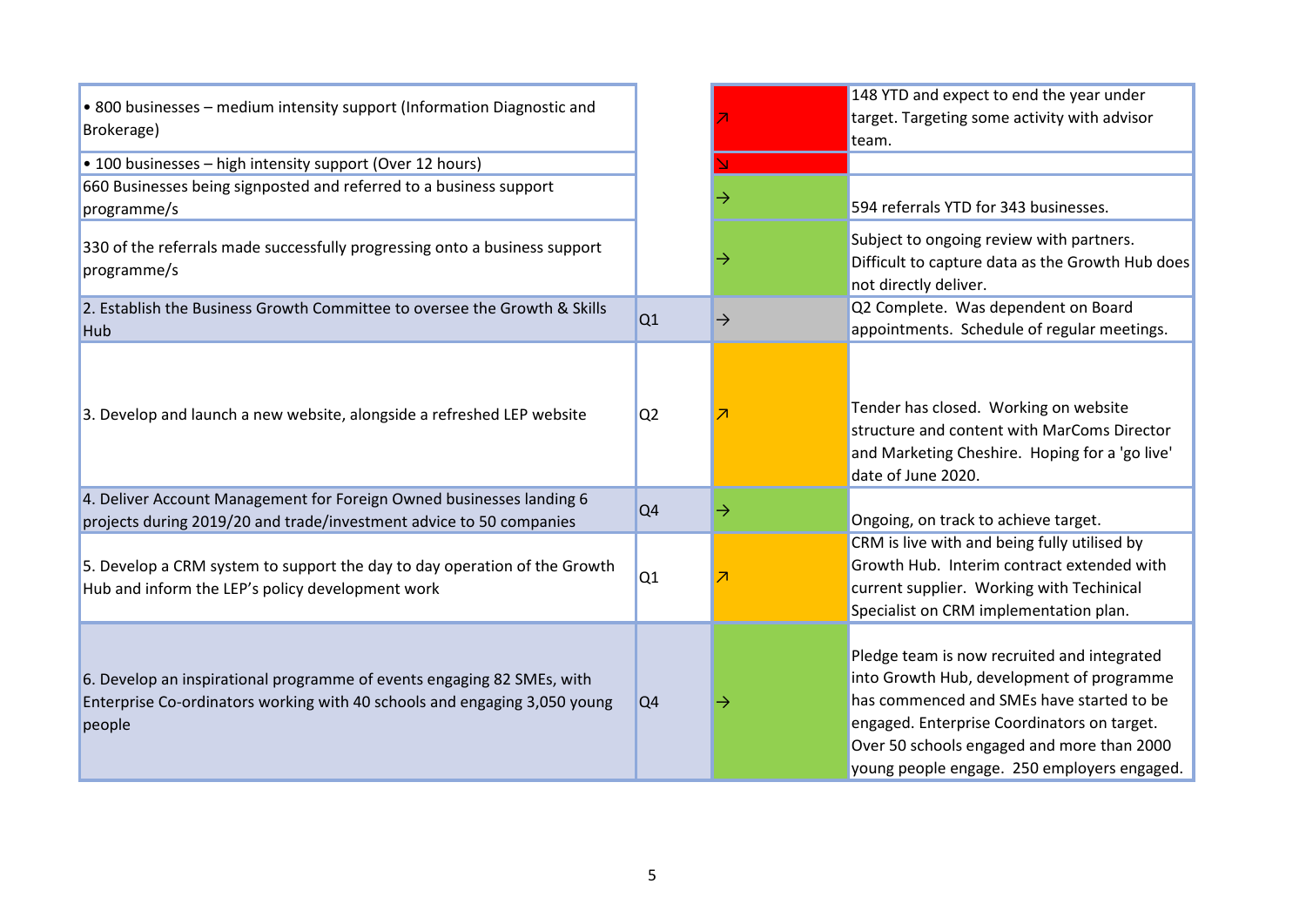| | | | | |
|---|---|---|---|---|
| • 800 businesses – medium intensity support (Information Diagnostic and Brokerage) | | ↗ | | 148 YTD and expect to end the year under target. Targeting some activity with advisor team. |
| • 100 businesses – high intensity support (Over 12 hours) | | ↘ | | |
| 660 Businesses being signposted and referred to a business support programme/s | | → | | 594 referrals YTD for 343 businesses. |
| 330 of the referrals made successfully progressing onto a business support programme/s | | → | | Subject to ongoing review with partners. Difficult to capture data as the Growth Hub does not directly deliver. |
| 2. Establish the Business Growth Committee to oversee the Growth & Skills Hub | Q1 | → | | Q2 Complete. Was dependent on Board appointments. Schedule of regular meetings. |
| 3. Develop and launch a new website, alongside a refreshed LEP website | Q2 | ↗ | | Tender has closed. Working on website structure and content with MarComs Director and Marketing Cheshire. Hoping for a 'go live' date of June 2020. |
| 4. Deliver Account Management for Foreign Owned businesses landing 6 projects during 2019/20 and trade/investment advice to 50 companies | Q4 | → | | Ongoing, on track to achieve target. |
| 5. Develop a CRM system to support the day to day operation of the Growth Hub and inform the LEP's policy development work | Q1 | ↗ | | CRM is live with and being fully utilised by Growth Hub. Interim contract extended with current supplier. Working with Techinical Specialist on CRM implementation plan. |
| 6. Develop an inspirational programme of events engaging 82 SMEs, with Enterprise Co-ordinators working with 40 schools and engaging 3,050 young people | Q4 | → | | Pledge team is now recruited and integrated into Growth Hub, development of programme has commenced and SMEs have started to be engaged. Enterprise Coordinators on target. Over 50 schools engaged and more than 2000 young people engage. 250 employers engaged. |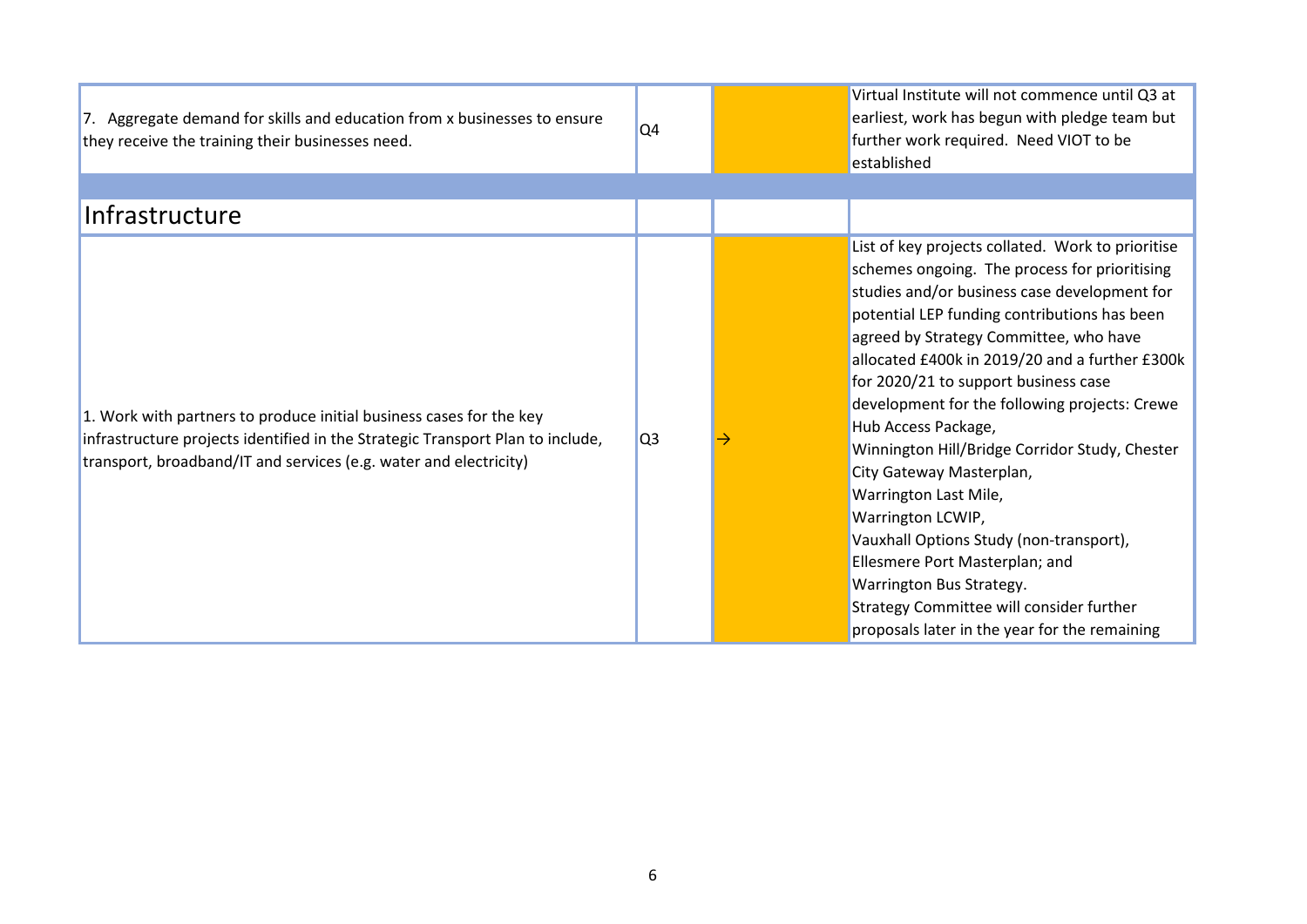| | | | |
|---|---|---|---|
| 7. Aggregate demand for skills and education from x businesses to ensure they receive the training their businesses need. | Q4 | | Virtual Institute will not commence until Q3 at earliest, work has begun with pledge team but further work required. Need VIOT to be established |
| | | | |
| **Infrastructure** | | | |
| 1. Work with partners to produce initial business cases for the key infrastructure projects identified in the Strategic Transport Plan to include, transport, broadband/IT and services (e.g. water and electricity) | Q3 | → | List of key projects collated. Work to prioritise schemes ongoing. The process for prioritising studies and/or business case development for potential LEP funding contributions has been agreed by Strategy Committee, who have allocated £400k in 2019/20 and a further £300k for 2020/21 to support business case development for the following projects: Crewe Hub Access Package,<br>Winnington Hill/Bridge Corridor Study, Chester City Gateway Masterplan,<br>Warrington Last Mile,<br>Warrington LCWIP,<br>Vauxhall Options Study (non-transport),<br>Ellesmere Port Masterplan; and<br>Warrington Bus Strategy.<br>Strategy Committee will consider further proposals later in the year for the remaining |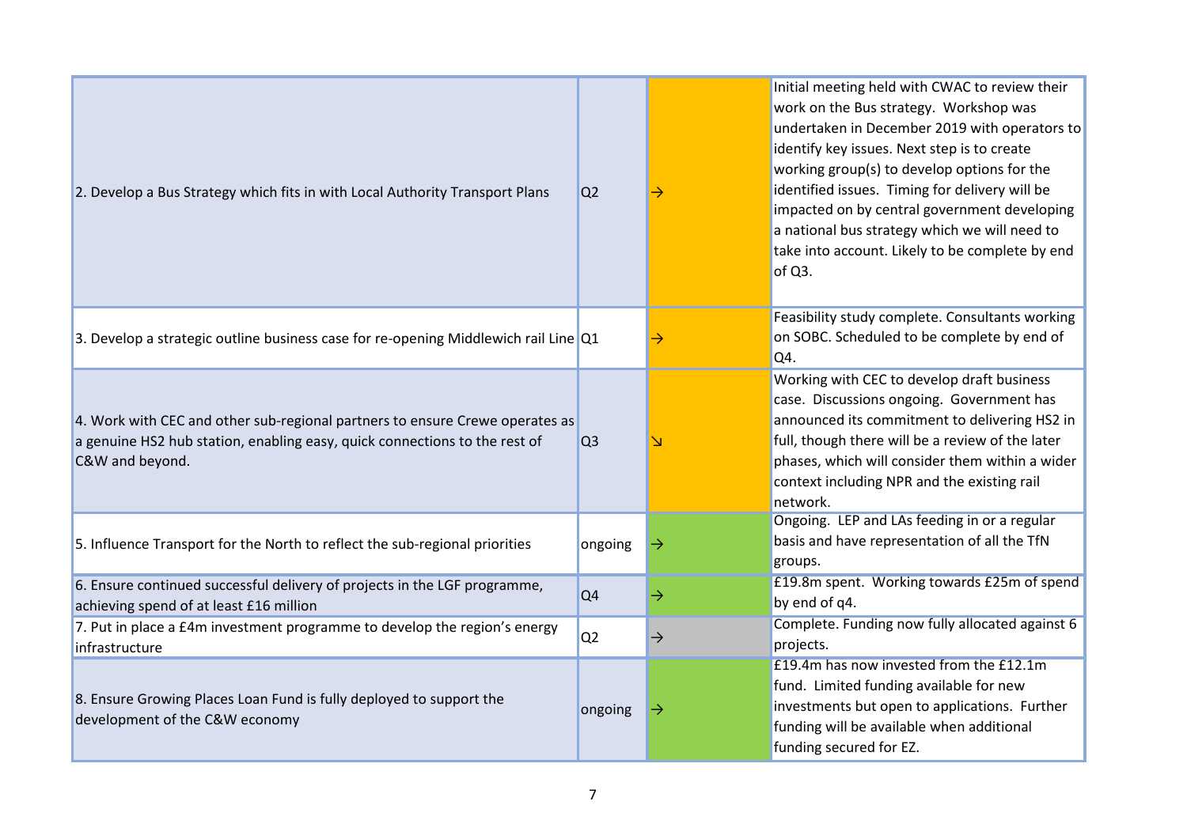| | | | | |
|---|---|---|---|---|
| 2. Develop a Bus Strategy which fits in with Local Authority Transport Plans | Q2 | → | | Initial meeting held with CWAC to review their work on the Bus strategy. Workshop was undertaken in December 2019 with operators to identify key issues. Next step is to create working group(s) to develop options for the identified issues. Timing for delivery will be impacted on by central government developing a national bus strategy which we will need to take into account. Likely to be complete by end of Q3. |
| 3. Develop a strategic outline business case for re-opening Middlewich rail Line | Q1 | → | | Feasibility study complete. Consultants working on SOBC. Scheduled to be complete by end of Q4. |
| 4. Work with CEC and other sub-regional partners to ensure Crewe operates as a genuine HS2 hub station, enabling easy, quick connections to the rest of C&W and beyond. | Q3 | ↘ | | Working with CEC to develop draft business case. Discussions ongoing. Government has announced its commitment to delivering HS2 in full, though there will be a review of the later phases, which will consider them within a wider context including NPR and the existing rail network. |
| 5. Influence Transport for the North to reflect the sub-regional priorities | ongoing | → | | Ongoing. LEP and LAs feeding in or a regular basis and have representation of all the TfN groups. |
| 6. Ensure continued successful delivery of projects in the LGF programme, achieving spend of at least £16 million | Q4 | → | | £19.8m spent. Working towards £25m of spend by end of q4. |
| 7. Put in place a £4m investment programme to develop the region's energy infrastructure | Q2 | → | | Complete. Funding now fully allocated against 6 projects. |
| 8. Ensure Growing Places Loan Fund is fully deployed to support the development of the C&W economy | ongoing | → | | £19.4m has now invested from the £12.1m fund. Limited funding available for new investments but open to applications. Further funding will be available when additional funding secured for EZ. |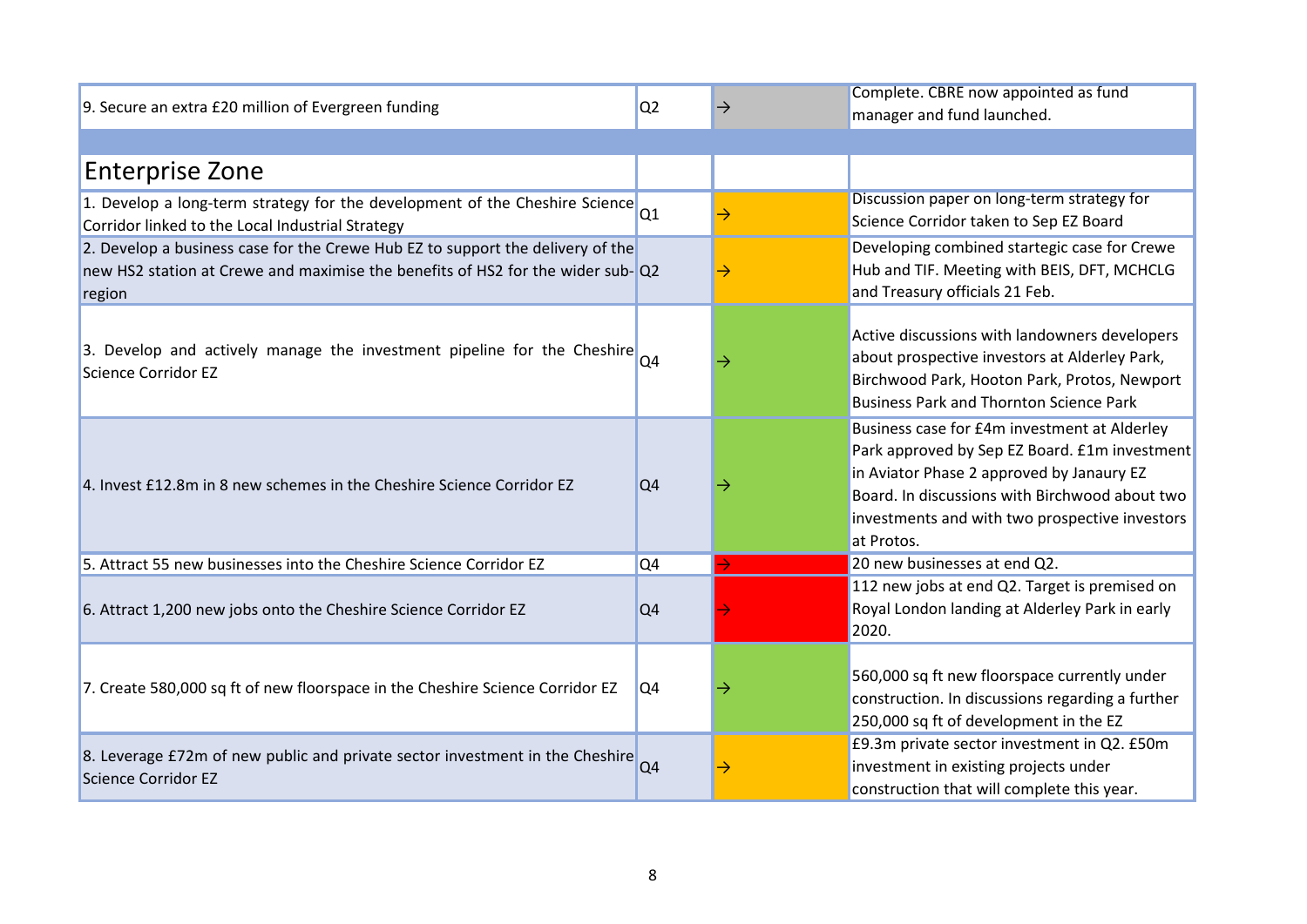| | | | | |
|---|---|---|---|---|
| 9. Secure an extra £20 million of Evergreen funding | Q2 | → | | Complete. CBRE now appointed as fund manager and fund launched. |
| | | | | |
| **Enterprise Zone** | | | | |
| 1. Develop a long-term strategy for the development of the Cheshire Science Corridor linked to the Local Industrial Strategy | Q1 | → | | Discussion paper on long-term strategy for Science Corridor taken to Sep EZ Board |
| 2. Develop a business case for the Crewe Hub EZ to support the delivery of the new HS2 station at Crewe and maximise the benefits of HS2 for the wider sub-region | Q2 | → | | Developing combined startegic case for Crewe Hub and TIF. Meeting with BEIS, DFT, MCHCLG and Treasury officials 21 Feb. |
| 3. Develop and actively manage the investment pipeline for the Cheshire Science Corridor EZ | Q4 | → | | Active discussions with landowners developers about prospective investors at Alderley Park, Birchwood Park, Hooton Park, Protos, Newport Business Park and Thornton Science Park |
| 4. Invest £12.8m in 8 new schemes in the Cheshire Science Corridor EZ | Q4 | → | | Business case for £4m investment at Alderley Park approved by Sep EZ Board. £1m investment in Aviator Phase 2 approved by Janaury EZ Board. In discussions with Birchwood about two investments and with two prospective investors at Protos. |
| 5. Attract 55 new businesses into the Cheshire Science Corridor EZ | Q4 | → | | 20 new businesses at end Q2. |
| 6. Attract 1,200 new jobs onto the Cheshire Science Corridor EZ | Q4 | → | | 112 new jobs at end Q2. Target is premised on Royal London landing at Alderley Park in early 2020. |
| 7. Create 580,000 sq ft of new floorspace in the Cheshire Science Corridor EZ | Q4 | → | | 560,000 sq ft new floorspace currently under construction. In discussions regarding a further 250,000 sq ft of development in the EZ |
| 8. Leverage £72m of new public and private sector investment in the Cheshire Science Corridor EZ | Q4 | → | | £9.3m private sector investment in Q2. £50m investment in existing projects under construction that will complete this year. |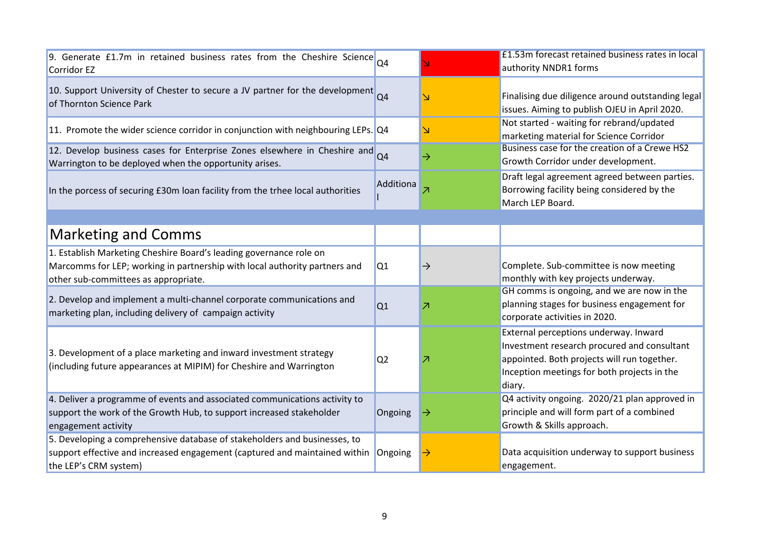| | | | |
|---|---|---|---|
| 9. Generate £1.7m in retained business rates from the Cheshire Science Corridor EZ | Q4 | ↘ | £1.53m forecast retained business rates in local authority NNDR1 forms |
| 10. Support University of Chester to secure a JV partner for the development of Thornton Science Park | Q4 | ↘ | Finalising due diligence around outstanding legal issues. Aiming to publish OJEU in April 2020. |
| 11. Promote the wider science corridor in conjunction with neighbouring LEPs. | Q4 | ↘ | Not started - waiting for rebrand/updated marketing material for Science Corridor |
| 12. Develop business cases for Enterprise Zones elsewhere in Cheshire and Warrington to be deployed when the opportunity arises. | Q4 | → | Business case for the creation of a Crewe HS2 Growth Corridor under development. |
| In the porcess of securing £30m loan facility from the trhee local authorities | Additional | ↗ | Draft legal agreement agreed between parties. Borrowing facility being considered by the March LEP Board. |
| | | | |
| **Marketing and Comms** | | | |
| 1. Establish Marketing Cheshire Board's leading governance role on Marcomms for LEP; working in partnership with local authority partners and other sub-committees as appropriate. | Q1 | → | Complete. Sub-committee is now meeting monthly with key projects underway. |
| 2. Develop and implement a multi-channel corporate communications and marketing plan, including delivery of campaign activity | Q1 | ↗ | GH comms is ongoing, and we are now in the planning stages for business engagement for corporate activities in 2020. |
| 3. Development of a place marketing and inward investment strategy (including future appearances at MIPIM) for Cheshire and Warrington | Q2 | ↗ | External perceptions underway. Inward Investment research procured and consultant appointed. Both projects will run together. Inception meetings for both projects in the diary. |
| 4. Deliver a programme of events and associated communications activity to support the work of the Growth Hub, to support increased stakeholder engagement activity | Ongoing | → | Q4 activity ongoing. 2020/21 plan approved in principle and will form part of a combined Growth & Skills approach. |
| 5. Developing a comprehensive database of stakeholders and businesses, to support effective and increased engagement (captured and maintained within the LEP's CRM system) | Ongoing | → | Data acquisition underway to support business engagement. |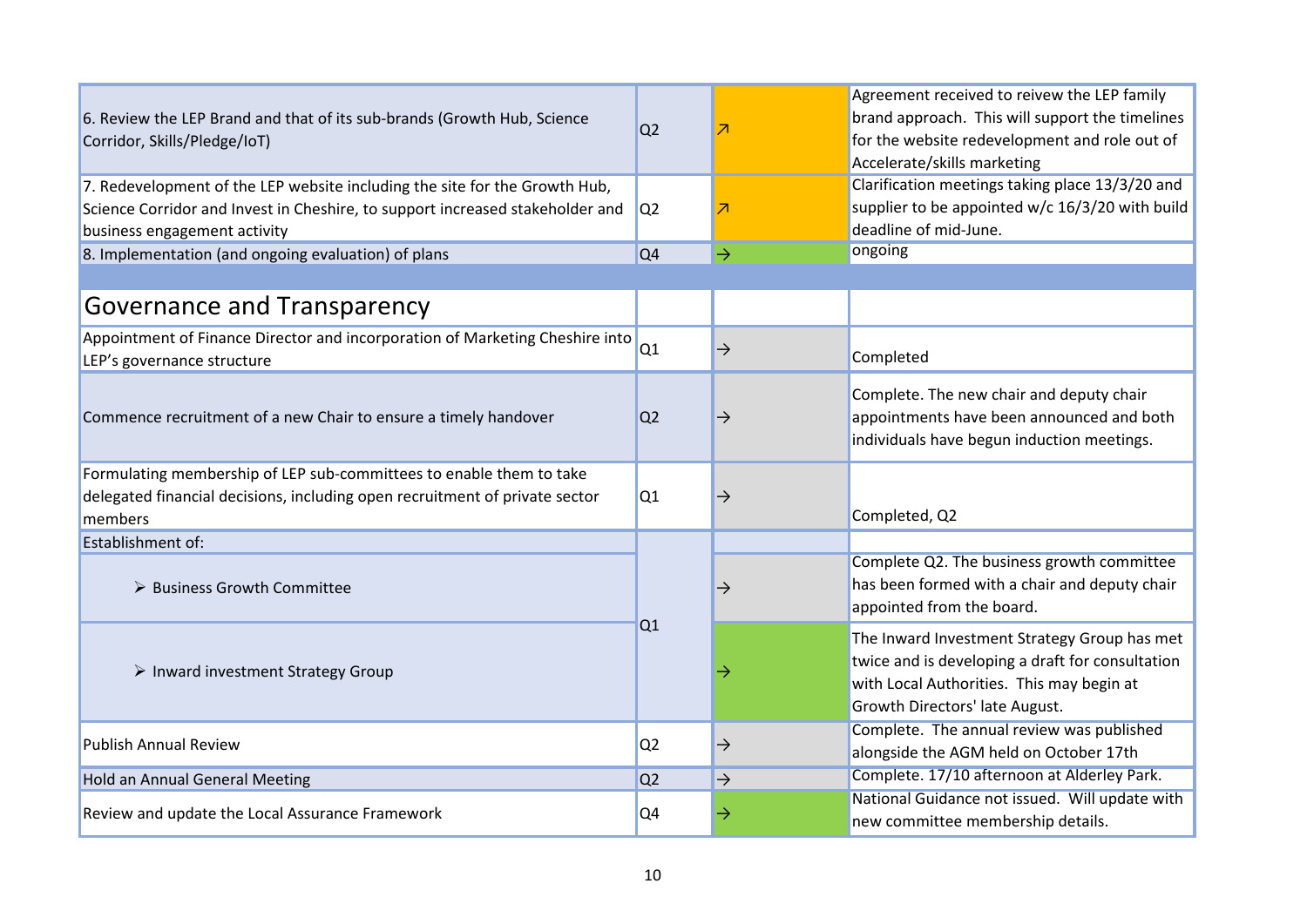| | | | |
|---|---|---|---|
| 6. Review the LEP Brand and that of its sub-brands (Growth Hub, Science Corridor, Skills/Pledge/IoT) | Q2 | ↗ | Agreement received to reivew the LEP family brand approach. This will support the timelines for the website redevelopment and role out of Accelerate/skills marketing |
| 7. Redevelopment of the LEP website including the site for the Growth Hub, Science Corridor and Invest in Cheshire, to support increased stakeholder and business engagement activity | Q2 | ↗ | Clarification meetings taking place 13/3/20 and supplier to be appointed w/c 16/3/20 with build deadline of mid-June. |
| 8. Implementation (and ongoing evaluation) of plans | Q4 | → | ongoing |
| | | | |
| **Governance and Transparency** | | | |
| Appointment of Finance Director and incorporation of Marketing Cheshire into LEP's governance structure | Q1 | → | Completed |
| Commence recruitment of a new Chair to ensure a timely handover | Q2 | → | Complete. The new chair and deputy chair appointments have been announced and both individuals have begun induction meetings. |
| Formulating membership of LEP sub-committees to enable them to take delegated financial decisions, including open recruitment of private sector members | Q1 | → | Completed, Q2 |
| Establishment of: | Q1 | | |
| ➢ Business Growth Committee | | → | Complete Q2. The business growth committee has been formed with a chair and deputy chair appointed from the board. |
| ➢ Inward investment Strategy Group | | → | The Inward Investment Strategy Group has met twice and is developing a draft for consultation with Local Authorities. This may begin at Growth Directors' late August. |
| Publish Annual Review | Q2 | → | Complete. The annual review was published alongside the AGM held on October 17th |
| Hold an Annual General Meeting | Q2 | → | Complete. 17/10 afternoon at Alderley Park. |
| Review and update the Local Assurance Framework | Q4 | → | National Guidance not issued. Will update with new committee membership details. |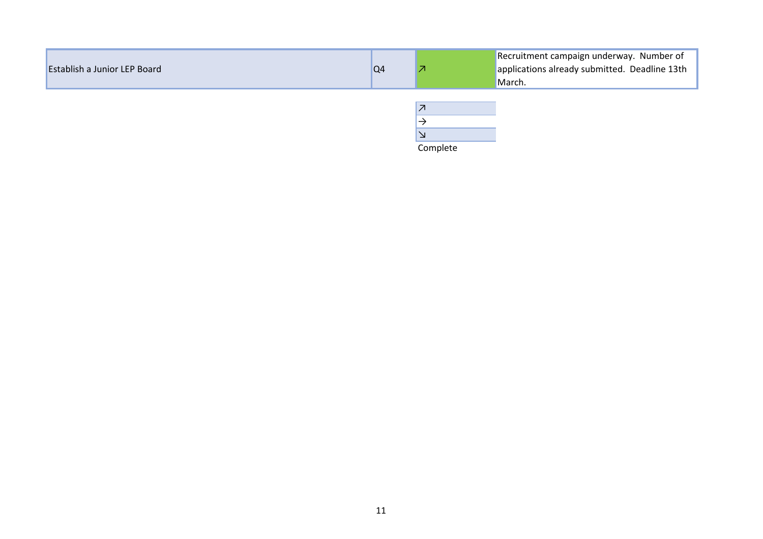| | | | |
|---|---|---|---|
| Establish a Junior LEP Board | Q4 | ↗ | Recruitment campaign underway. Number of applications already submitted. Deadline 13th March. |

| |
|---|
| ↗ |
| → |
| ↘ |
| Complete |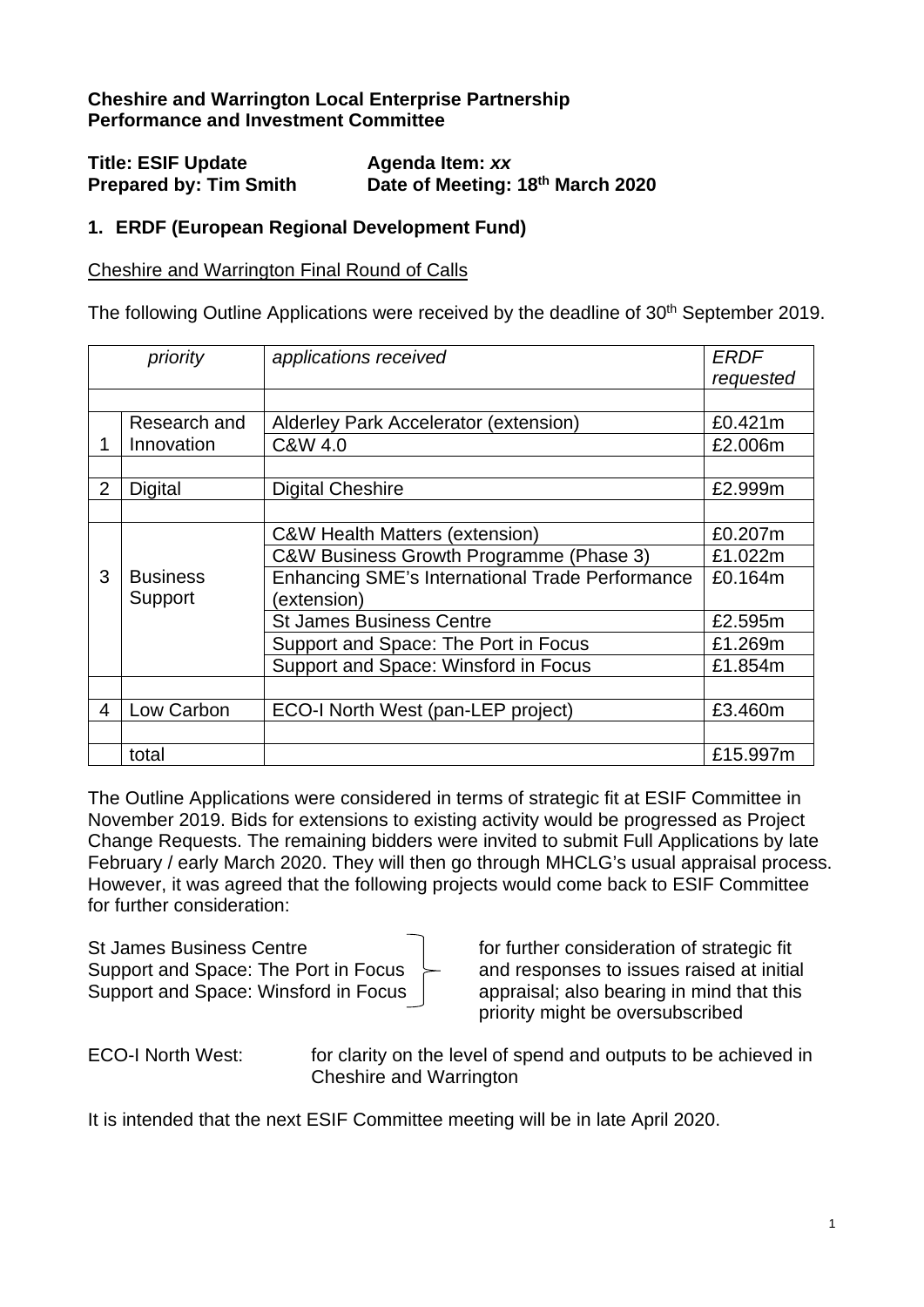**Cheshire and Warrington Local Enterprise Partnership**
**Performance and Investment Committee**

**Title: ESIF Update** **Agenda Item:** ***xx***
**Prepared by: Tim Smith** **Date of Meeting: 18th March 2020**

## 1. ERDF (European Regional Development Fund)

Cheshire and Warrington Final Round of Calls

The following Outline Applications were received by the deadline of 30th September 2019.

| *priority* | | *applications received* | *ERDF requested* |
|---|---|---|---|
| | | | |
| 1 | Research and Innovation | Alderley Park Accelerator (extension) | £0.421m |
| | | C&W 4.0 | £2.006m |
| | | | |
| 2 | Digital | Digital Cheshire | £2.999m |
| | | | |
| 3 | Business Support | C&W Health Matters (extension) | £0.207m |
| | | C&W Business Growth Programme (Phase 3) | £1.022m |
| | | Enhancing SME's International Trade Performance (extension) | £0.164m |
| | | St James Business Centre | £2.595m |
| | | Support and Space: The Port in Focus | £1.269m |
| | | Support and Space: Winsford in Focus | £1.854m |
| | | | |
| 4 | Low Carbon | ECO-I North West (pan-LEP project) | £3.460m |
| | | | |
| | total | | £15.997m |

The Outline Applications were considered in terms of strategic fit at ESIF Committee in November 2019. Bids for extensions to existing activity would be progressed as Project Change Requests. The remaining bidders were invited to submit Full Applications by late February / early March 2020. They will then go through MHCLG's usual appraisal process. However, it was agreed that the following projects would come back to ESIF Committee for further consideration:

St James Business Centre
Support and Space: The Port in Focus
Support and Space: Winsford in Focus

– for further consideration of strategic fit and responses to issues raised at initial appraisal; also bearing in mind that this priority might be oversubscribed

ECO-I North West: for clarity on the level of spend and outputs to be achieved in Cheshire and Warrington

It is intended that the next ESIF Committee meeting will be in late April 2020.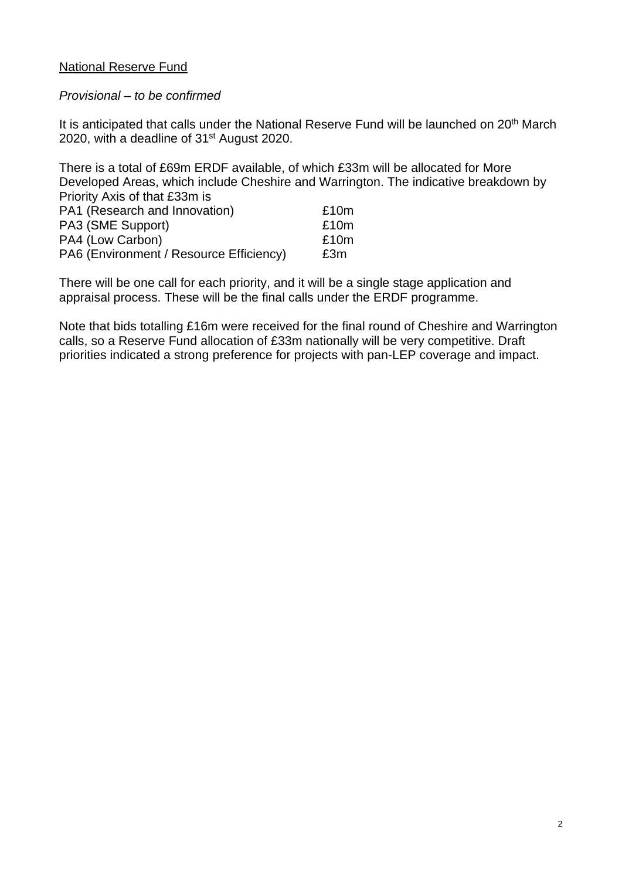<u>National Reserve Fund</u>

*Provisional – to be confirmed*

It is anticipated that calls under the National Reserve Fund will be launched on 20th March 2020, with a deadline of 31st August 2020.

There is a total of £69m ERDF available, of which £33m will be allocated for More Developed Areas, which include Cheshire and Warrington. The indicative breakdown by Priority Axis of that £33m is

| | |
|---|---|
| PA1 (Research and Innovation) | £10m |
| PA3 (SME Support) | £10m |
| PA4 (Low Carbon) | £10m |
| PA6 (Environment / Resource Efficiency) | £3m |

There will be one call for each priority, and it will be a single stage application and appraisal process. These will be the final calls under the ERDF programme.

Note that bids totalling £16m were received for the final round of Cheshire and Warrington calls, so a Reserve Fund allocation of £33m nationally will be very competitive. Draft priorities indicated a strong preference for projects with pan-LEP coverage and impact.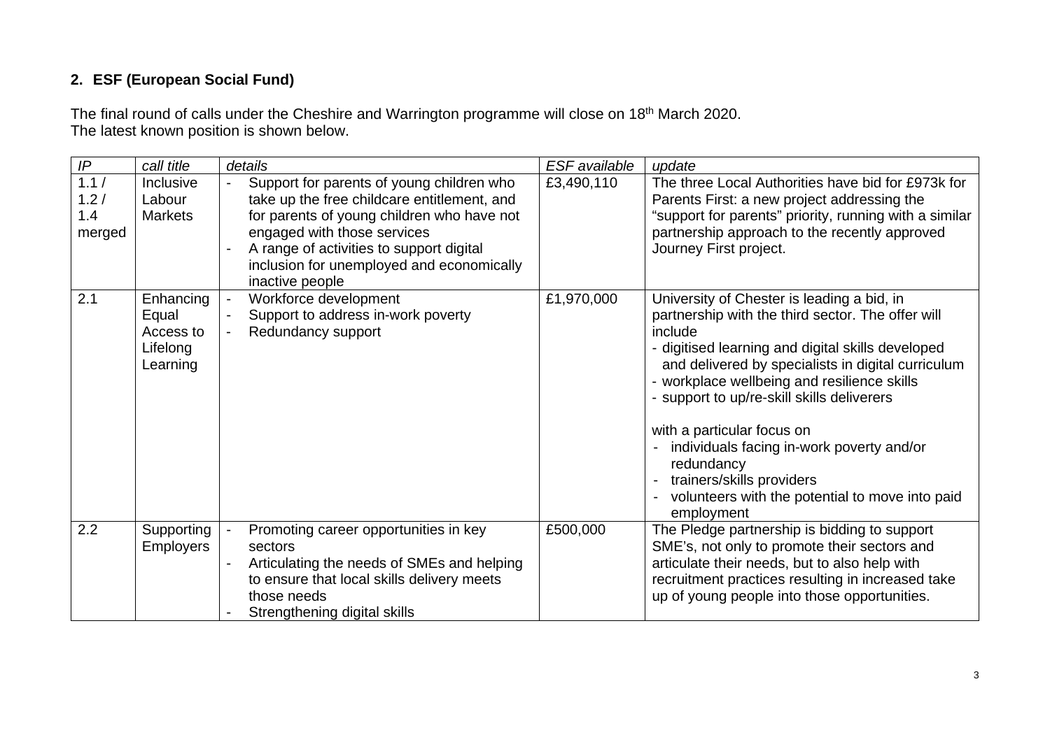## 2. ESF (European Social Fund)

The final round of calls under the Cheshire and Warrington programme will close on 18th March 2020.
The latest known position is shown below.

| *IP* | *call title* | *details* | *ESF available* | *update* |
|---|---|---|---|---|
| 1.1 / 1.2 / 1.4 merged | Inclusive Labour Markets | - Support for parents of young children who take up the free childcare entitlement, and for parents of young children who have not engaged with those services<br>- A range of activities to support digital inclusion for unemployed and economically inactive people | £3,490,110 | The three Local Authorities have bid for £973k for Parents First: a new project addressing the "support for parents" priority, running with a similar partnership approach to the recently approved Journey First project. |
| 2.1 | Enhancing Equal Access to Lifelong Learning | - Workforce development<br>- Support to address in-work poverty<br>- Redundancy support | £1,970,000 | University of Chester is leading a bid, in partnership with the third sector. The offer will include<br>- digitised learning and digital skills developed and delivered by specialists in digital curriculum<br>- workplace wellbeing and resilience skills<br>- support to up/re-skill skills deliverers<br><br>with a particular focus on<br>- individuals facing in-work poverty and/or redundancy<br>- trainers/skills providers<br>- volunteers with the potential to move into paid employment |
| 2.2 | Supporting Employers | - Promoting career opportunities in key sectors<br>- Articulating the needs of SMEs and helping to ensure that local skills delivery meets those needs<br>- Strengthening digital skills | £500,000 | The Pledge partnership is bidding to support SME's, not only to promote their sectors and articulate their needs, but to also help with recruitment practices resulting in increased take up of young people into those opportunities. |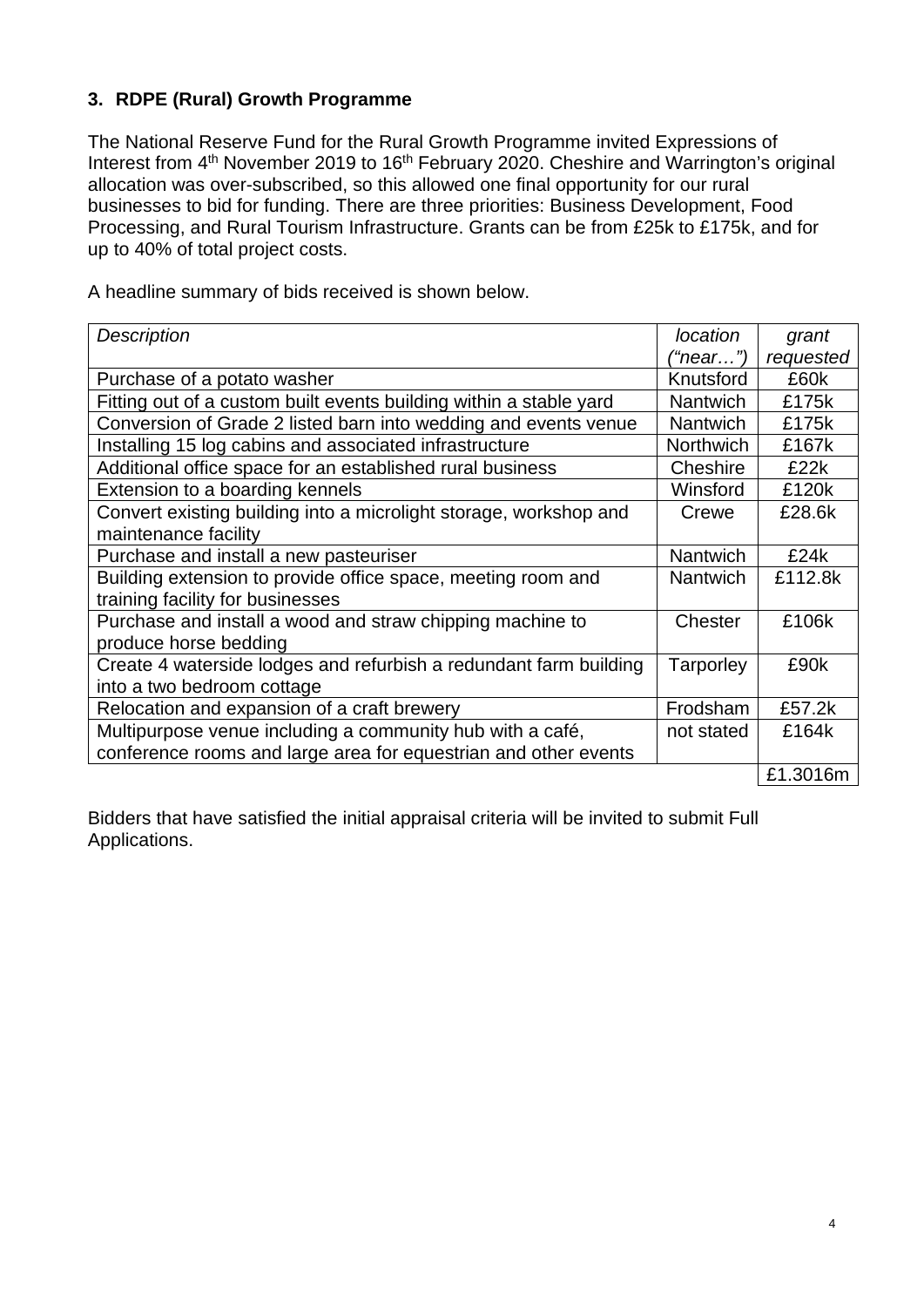## 3. RDPE (Rural) Growth Programme

The National Reserve Fund for the Rural Growth Programme invited Expressions of Interest from 4th November 2019 to 16th February 2020. Cheshire and Warrington's original allocation was over-subscribed, so this allowed one final opportunity for our rural businesses to bid for funding. There are three priorities: Business Development, Food Processing, and Rural Tourism Infrastructure. Grants can be from £25k to £175k, and for up to 40% of total project costs.

A headline summary of bids received is shown below.

| *Description* | *location ("near…")* | *grant requested* |
|---|---|---|
| Purchase of a potato washer | Knutsford | £60k |
| Fitting out of a custom built events building within a stable yard | Nantwich | £175k |
| Conversion of Grade 2 listed barn into wedding and events venue | Nantwich | £175k |
| Installing 15 log cabins and associated infrastructure | Northwich | £167k |
| Additional office space for an established rural business | Cheshire | £22k |
| Extension to a boarding kennels | Winsford | £120k |
| Convert existing building into a microlight storage, workshop and maintenance facility | Crewe | £28.6k |
| Purchase and install a new pasteuriser | Nantwich | £24k |
| Building extension to provide office space, meeting room and training facility for businesses | Nantwich | £112.8k |
| Purchase and install a wood and straw chipping machine to produce horse bedding | Chester | £106k |
| Create 4 waterside lodges and refurbish a redundant farm building into a two bedroom cottage | Tarporley | £90k |
| Relocation and expansion of a craft brewery | Frodsham | £57.2k |
| Multipurpose venue including a community hub with a café, conference rooms and large area for equestrian and other events | not stated | £164k |
| | | £1.3016m |

Bidders that have satisfied the initial appraisal criteria will be invited to submit Full Applications.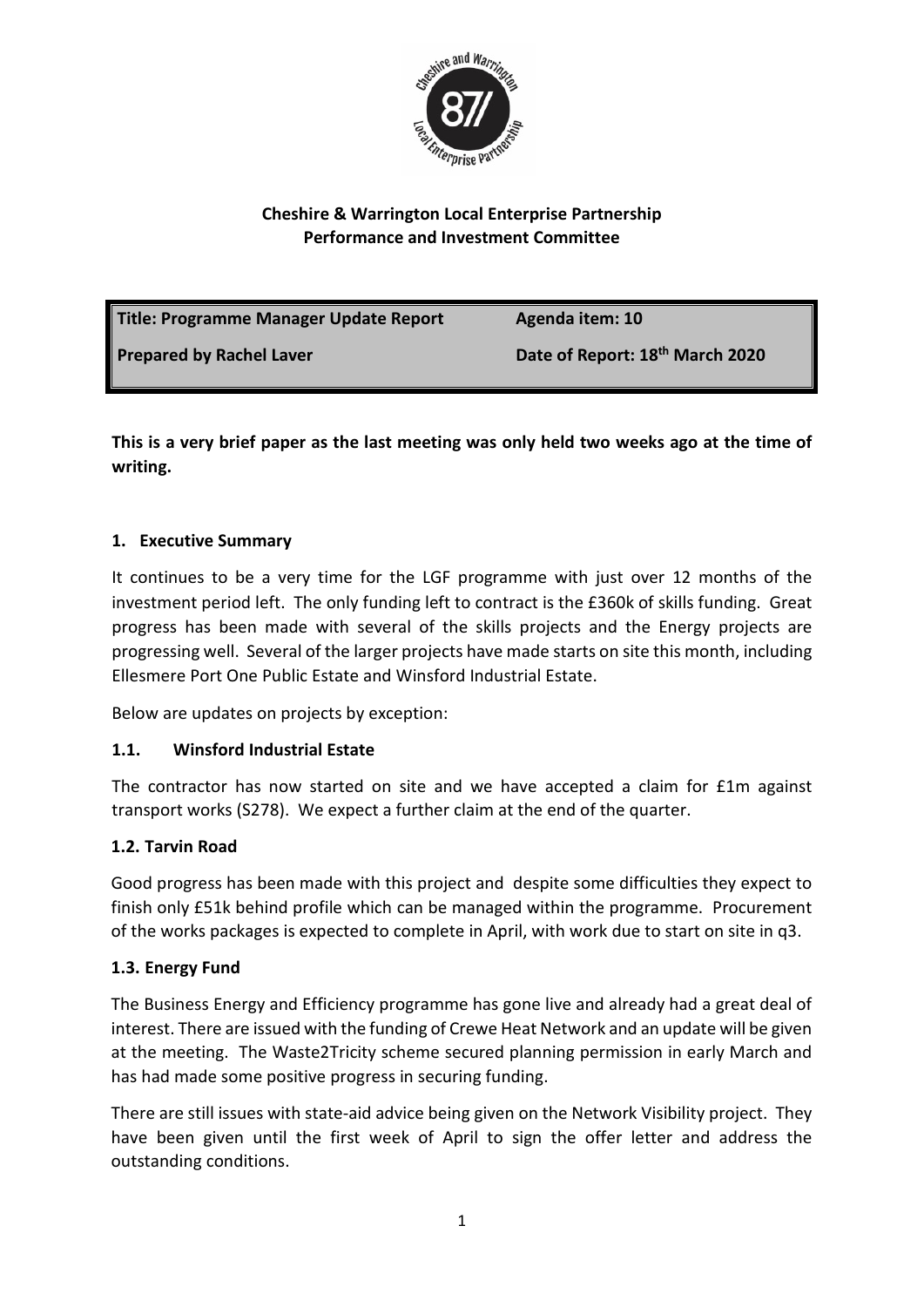**Cheshire & Warrington Local Enterprise Partnership**
**Performance and Investment Committee**

| **Title: Programme Manager Update Report** | **Agenda item: 10** |
| --- | --- |
| **Prepared by Rachel Laver** | **Date of Report: 18th March 2020** |

**This is a very brief paper as the last meeting was only held two weeks ago at the time of writing.**

## 1. Executive Summary

It continues to be a very time for the LGF programme with just over 12 months of the investment period left. The only funding left to contract is the £360k of skills funding. Great progress has been made with several of the skills projects and the Energy projects are progressing well. Several of the larger projects have made starts on site this month, including Ellesmere Port One Public Estate and Winsford Industrial Estate.

Below are updates on projects by exception:

### 1.1. Winsford Industrial Estate

The contractor has now started on site and we have accepted a claim for £1m against transport works (S278). We expect a further claim at the end of the quarter.

### 1.2. Tarvin Road

Good progress has been made with this project and despite some difficulties they expect to finish only £51k behind profile which can be managed within the programme. Procurement of the works packages is expected to complete in April, with work due to start on site in q3.

### 1.3. Energy Fund

The Business Energy and Efficiency programme has gone live and already had a great deal of interest. There are issued with the funding of Crewe Heat Network and an update will be given at the meeting. The Waste2Tricity scheme secured planning permission in early March and has had made some positive progress in securing funding.

There are still issues with state-aid advice being given on the Network Visibility project. They have been given until the first week of April to sign the offer letter and address the outstanding conditions.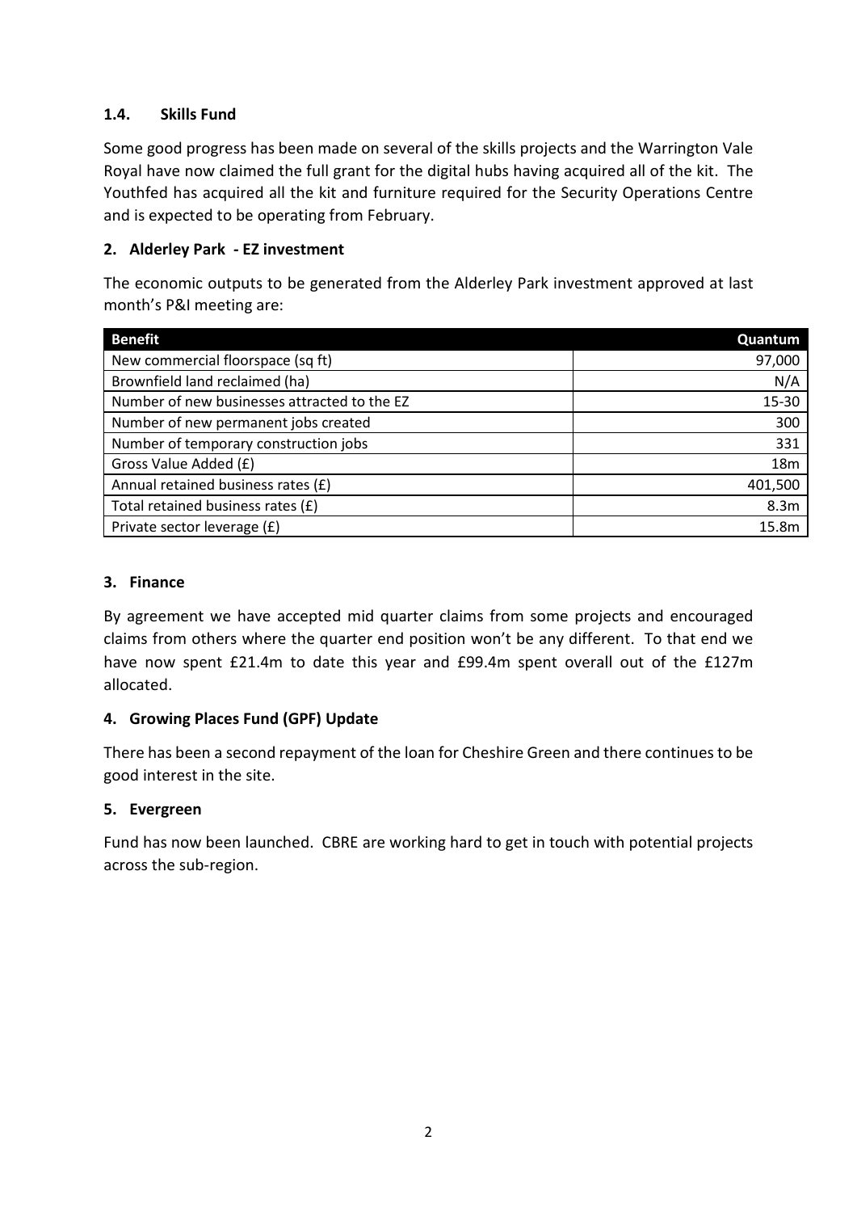### 1.4. Skills Fund

Some good progress has been made on several of the skills projects and the Warrington Vale Royal have now claimed the full grant for the digital hubs having acquired all of the kit. The Youthfed has acquired all the kit and furniture required for the Security Operations Centre and is expected to be operating from February.

## 2. Alderley Park - EZ investment

The economic outputs to be generated from the Alderley Park investment approved at last month's P&I meeting are:

| Benefit | Quantum |
| --- | ---: |
| New commercial floorspace (sq ft) | 97,000 |
| Brownfield land reclaimed (ha) | N/A |
| Number of new businesses attracted to the EZ | 15-30 |
| Number of new permanent jobs created | 300 |
| Number of temporary construction jobs | 331 |
| Gross Value Added (£) | 18m |
| Annual retained business rates (£) | 401,500 |
| Total retained business rates (£) | 8.3m |
| Private sector leverage (£) | 15.8m |

## 3. Finance

By agreement we have accepted mid quarter claims from some projects and encouraged claims from others where the quarter end position won't be any different. To that end we have now spent £21.4m to date this year and £99.4m spent overall out of the £127m allocated.

## 4. Growing Places Fund (GPF) Update

There has been a second repayment of the loan for Cheshire Green and there continues to be good interest in the site.

## 5. Evergreen

Fund has now been launched. CBRE are working hard to get in touch with potential projects across the sub-region.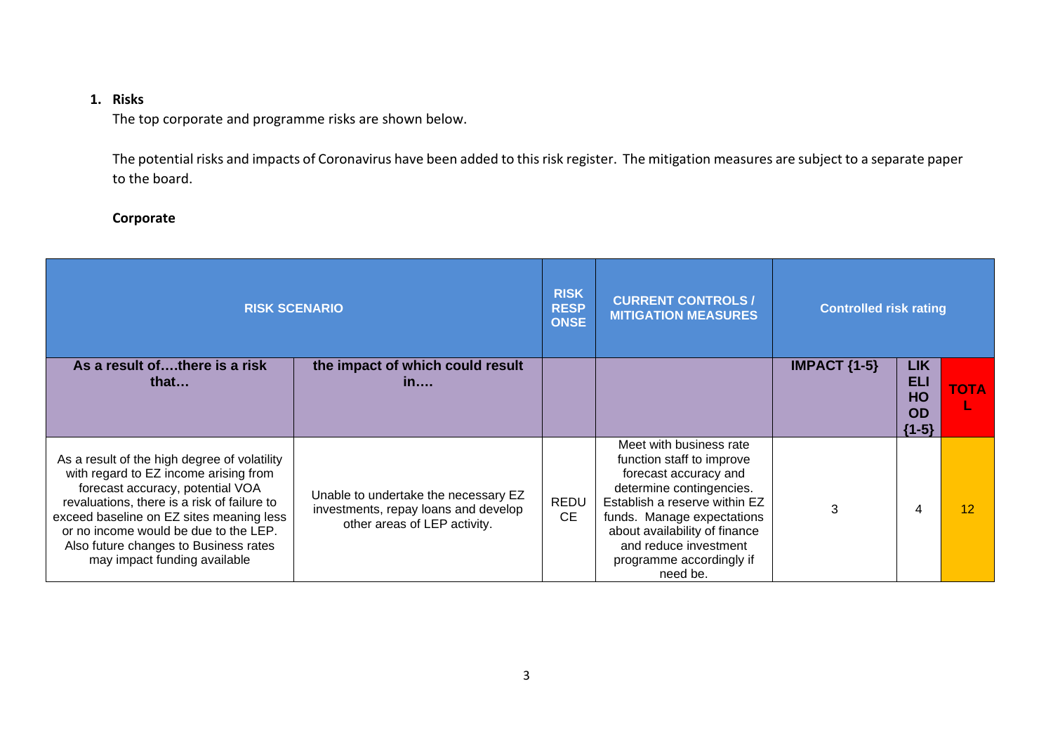1. **Risks**

The top corporate and programme risks are shown below.

The potential risks and impacts of Coronavirus have been added to this risk register. The mitigation measures are subject to a separate paper to the board.

**Corporate**

| RISK SCENARIO | | RISK RESPONSE | CURRENT CONTROLS / MITIGATION MEASURES | Controlled risk rating | | |
|---|---|---|---|---|---|---|
| **As a result of….there is a risk that…** | **the impact of which could result in….** | | | **IMPACT {1-5}** | **LIKELIHOOD {1-5}** | **TOTAL** |
| As a result of the high degree of volatility with regard to EZ income arising from forecast accuracy, potential VOA revaluations, there is a risk of failure to exceed baseline on EZ sites meaning less or no income would be due to the LEP. Also future changes to Business rates may impact funding available | Unable to undertake the necessary EZ investments, repay loans and develop other areas of LEP activity. | REDUCE | Meet with business rate function staff to improve forecast accuracy and determine contingencies. Establish a reserve within EZ funds. Manage expectations about availability of finance and reduce investment programme accordingly if need be. | 3 | 4 | 12 |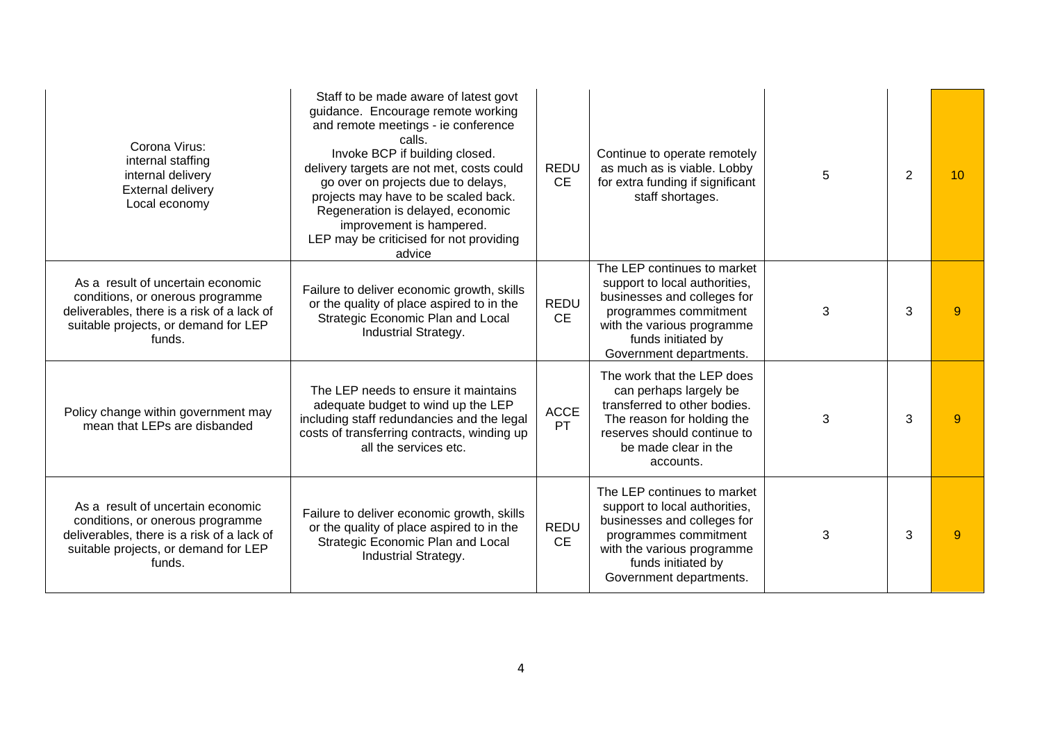| | | | | | | |
|---|---|---|---|---|---|---|
| Corona Virus:<br>internal staffing<br>internal delivery<br>External delivery<br>Local economy | Staff to be made aware of latest govt guidance. Encourage remote working and remote meetings - ie conference calls.<br>Invoke BCP if building closed.<br>delivery targets are not met, costs could go over on projects due to delays, projects may have to be scaled back. Regeneration is delayed, economic improvement is hampered.<br>LEP may be criticised for not providing advice | REDUCE | Continue to operate remotely as much as is viable. Lobby for extra funding if significant staff shortages. | 5 | 2 | 10 |
| As a result of uncertain economic conditions, or onerous programme deliverables, there is a risk of a lack of suitable projects, or demand for LEP funds. | Failure to deliver economic growth, skills or the quality of place aspired to in the Strategic Economic Plan and Local Industrial Strategy. | REDUCE | The LEP continues to market support to local authorities, businesses and colleges for programmes commitment with the various programme funds initiated by Government departments. | 3 | 3 | 9 |
| Policy change within government may mean that LEPs are disbanded | The LEP needs to ensure it maintains adequate budget to wind up the LEP including staff redundancies and the legal costs of transferring contracts, winding up all the services etc. | ACCEPT | The work that the LEP does can perhaps largely be transferred to other bodies. The reason for holding the reserves should continue to be made clear in the accounts. | 3 | 3 | 9 |
| As a result of uncertain economic conditions, or onerous programme deliverables, there is a risk of a lack of suitable projects, or demand for LEP funds. | Failure to deliver economic growth, skills or the quality of place aspired to in the Strategic Economic Plan and Local Industrial Strategy. | REDUCE | The LEP continues to market support to local authorities, businesses and colleges for programmes commitment with the various programme funds initiated by Government departments. | 3 | 3 | 9 |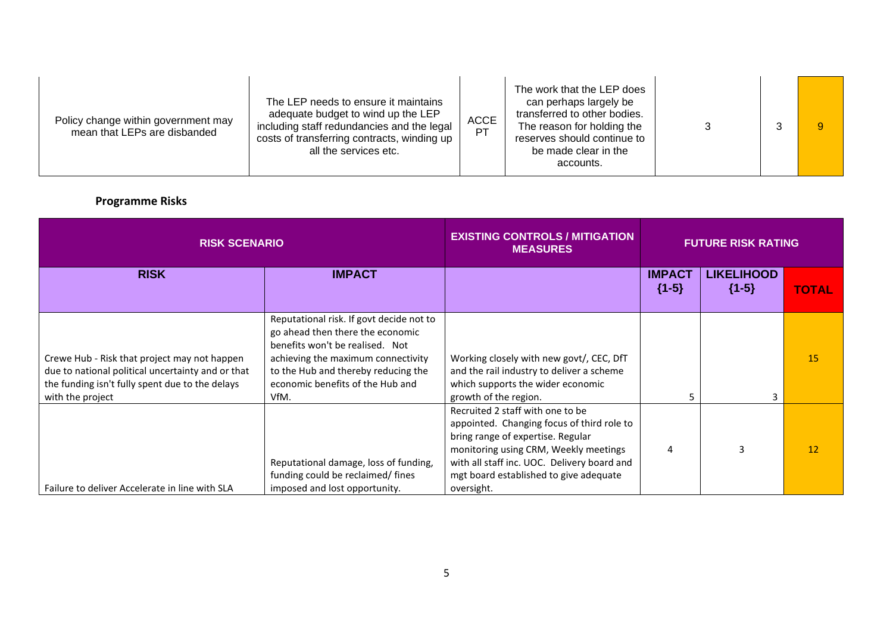| Policy change within government may mean that LEPs are disbanded | The LEP needs to ensure it maintains adequate budget to wind up the LEP including staff redundancies and the legal costs of transferring contracts, winding up all the services etc. | ACCEPT | The work that the LEP does can perhaps largely be transferred to other bodies. The reason for holding the reserves should continue to be made clear in the accounts. | 3 | 3 | 9 |
|---|---|---|---|---|---|---|

**Programme Risks**

| RISK SCENARIO | | EXISTING CONTROLS / MITIGATION MEASURES | FUTURE RISK RATING | | |
|---|---|---|---|---|---|
| **RISK** | **IMPACT** | | **IMPACT {1-5}** | **LIKELIHOOD {1-5}** | **TOTAL** |
| Crewe Hub - Risk that project may not happen due to national political uncertainty and or that the funding isn't fully spent due to the delays with the project | Reputational risk. If govt decide not to go ahead then there the economic benefits won't be realised. Not achieving the maximum connectivity to the Hub and thereby reducing the economic benefits of the Hub and VfM. | Working closely with new govt/, CEC, DfT and the rail industry to deliver a scheme which supports the wider economic growth of the region. | 5 | 3 | 15 |
| Failure to deliver Accelerate in line with SLA | Reputational damage, loss of funding, funding could be reclaimed/ fines imposed and lost opportunity. | Recruited 2 staff with one to be appointed. Changing focus of third role to bring range of expertise. Regular monitoring using CRM, Weekly meetings with all staff inc. UOC. Delivery board and mgt board established to give adequate oversight. | 4 | 3 | 12 |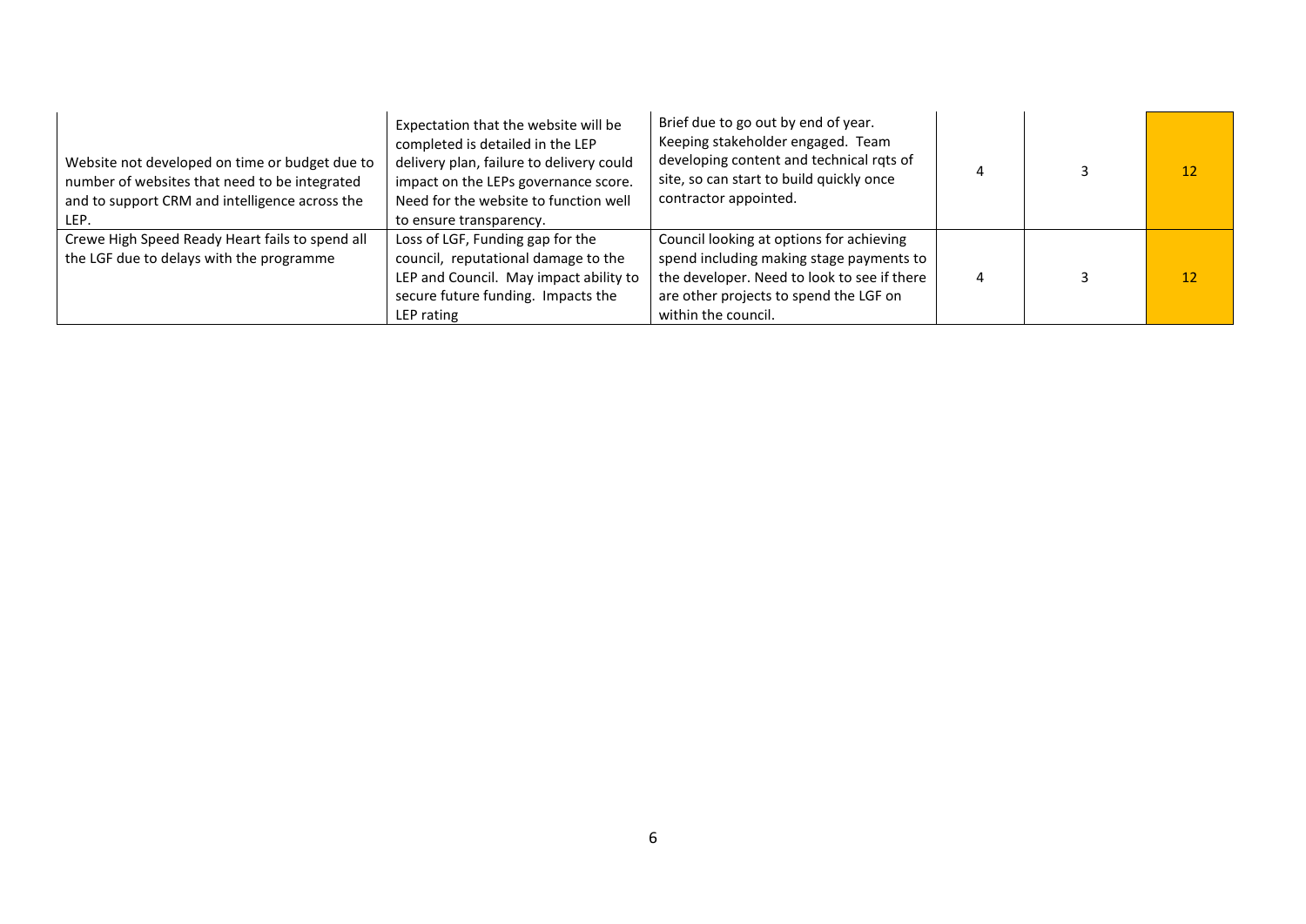| | | | | | |
|---|---|---|---|---|---|
| Website not developed on time or budget due to number of websites that need to be integrated and to support CRM and intelligence across the LEP. | Expectation that the website will be completed is detailed in the LEP delivery plan, failure to delivery could impact on the LEPs governance score. Need for the website to function well to ensure transparency. | Brief due to go out by end of year. Keeping stakeholder engaged. Team developing content and technical rqts of site, so can start to build quickly once contractor appointed. | 4 | 3 | 12 |
| Crewe High Speed Ready Heart fails to spend all the LGF due to delays with the programme | Loss of LGF, Funding gap for the council, reputational damage to the LEP and Council. May impact ability to secure future funding. Impacts the LEP rating | Council looking at options for achieving spend including making stage payments to the developer. Need to look to see if there are other projects to spend the LGF on within the council. | 4 | 3 | 12 |